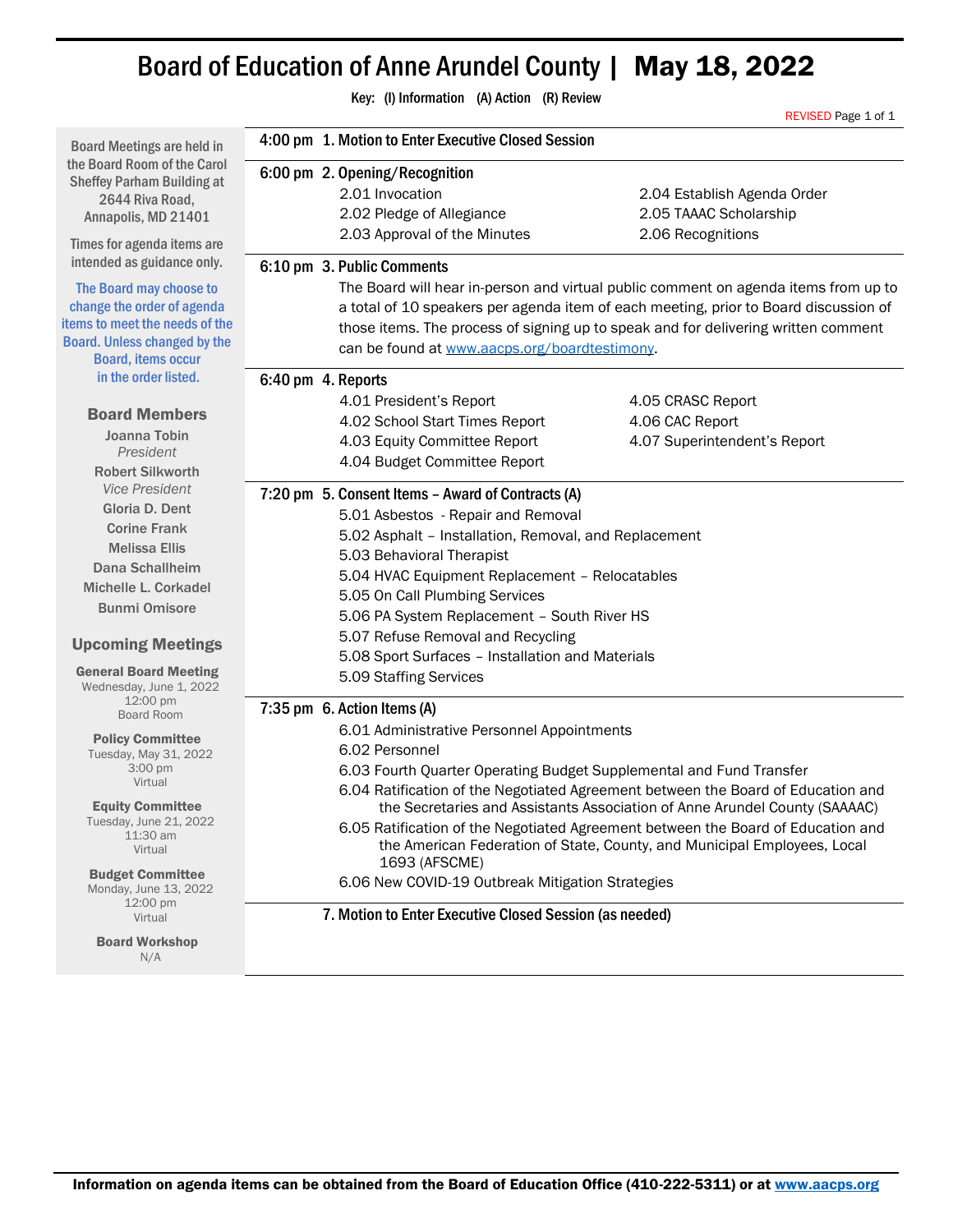# Board of Education of Anne Arundel County | May 18, 2022

Key: (I) Information (A) Action (R) Review

REVISED

**4:00 pm 1. Motion to Enter Executive Closed Session**

**6:00 pm 2. Opening/Recognition**

- 2.01 Invocation
- 2.02 Pledge of Allegiance
- 2.03 Approval of the Minutes
- 2.04 Establish Agenda Order
- 2.05 TAAAC Scholarship
- 2.06 Recognitions

**6:10 pm 3. Public Comments**

The Board will hear in-person and virtual public comment on agenda items from up to a total of 10 speakers per agenda item of each meeting, prior to Board discussion of those items. The process of signing up to speak and for delivering written comment can be found at www.aacps.org/boardtestimony.

**6:40 pm 4. Reports**

- 4.01 President's Report
- 4.02 School Start Times Report
- 4.03 Equity Committee Report
- 4.04 Budget Committee Report
- 4.05 CRASC Report
- 4.06 CAC Report
- 4.07 Superintendent's Report

**7:20 pm 5. Consent Items – Award of Contracts (A)**

- 5.01 Asbestos - Repair and Removal
- 5.02 Asphalt – Installation, Removal, and Replacement
- 5.03 Behavioral Therapist
- 5.04 HVAC Equipment Replacement – Relocatables
- 5.05 On Call Plumbing Services
- 5.06 PA System Replacement – South River HS
- 5.07 Refuse Removal and Recycling
- 5.08 Sport Surfaces – Installation and Materials
- 5.09 Staffing Services

**7:35 pm 6. Action Items (A)**

- 6.01 Administrative Personnel Appointments
- 6.02 Personnel
- 6.03 Fourth Quarter Operating Budget Supplemental and Fund Transfer
- 6.04 Ratification of the Negotiated Agreement between the Board of Education and the Secretaries and Assistants Association of Anne Arundel County (SAAAAC)
- 6.05 Ratification of the Negotiated Agreement between the Board of Education and the American Federation of State, County, and Municipal Employees, Local 1693 (AFSCME)
- 6.06 New COVID-19 Outbreak Mitigation Strategies

**7. Motion to Enter Executive Closed Session (as needed)**

---

Board Meetings are held in the Board Room of the Carol Sheffey Parham Building at 2644 Riva Road, Annapolis, MD 21401

Times for agenda items are intended as guidance only.

The Board may choose to change the order of agenda items to meet the needs of the Board. Unless changed by the Board, items occur in the order listed.

### Board Members

Joanna Tobin
*President*

Robert Silkworth
*Vice President*

Gloria D. Dent

Corine Frank

Melissa Ellis

Dana Schallheim

Michelle L. Corkadel

Bunmi Omisore

### Upcoming Meetings

**General Board Meeting**
Wednesday, June 1, 2022
12:00 pm
Board Room

**Policy Committee**
Tuesday, May 31, 2022
3:00 pm
Virtual

**Equity Committee**
Tuesday, June 21, 2022
11:30 am
Virtual

**Budget Committee**
Monday, June 13, 2022
12:00 pm
Virtual

**Board Workshop**
N/A

---

**Information on agenda items can be obtained from the Board of Education Office (410-222-5311) or at www.aacps.org**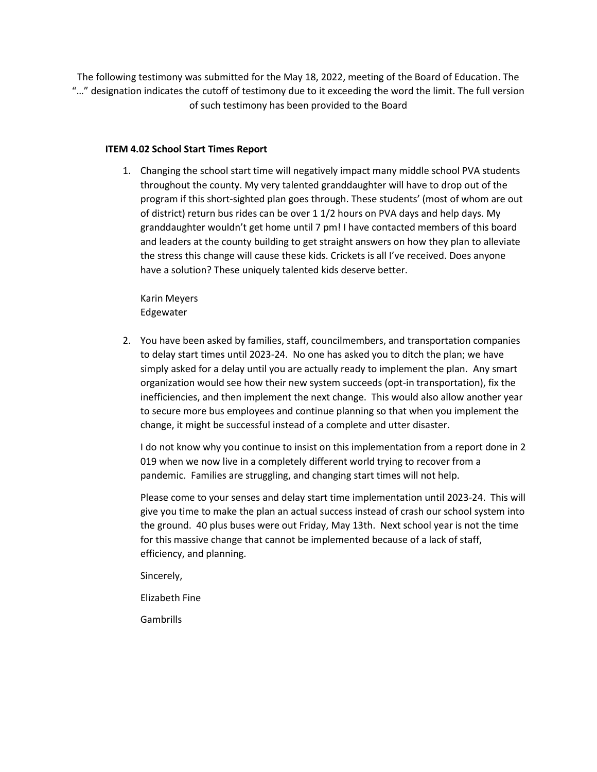The following testimony was submitted for the May 18, 2022, meeting of the Board of Education. The "…" designation indicates the cutoff of testimony due to it exceeding the word the limit. The full version of such testimony has been provided to the Board

**ITEM 4.02 School Start Times Report**

1. Changing the school start time will negatively impact many middle school PVA students throughout the county. My very talented granddaughter will have to drop out of the program if this short-sighted plan goes through. These students' (most of whom are out of district) return bus rides can be over 1 1/2 hours on PVA days and help days. My granddaughter wouldn't get home until 7 pm! I have contacted members of this board and leaders at the county building to get straight answers on how they plan to alleviate the stress this change will cause these kids. Crickets is all I've received. Does anyone have a solution? These uniquely talented kids deserve better.

   Karin Meyers
   Edgewater

2. You have been asked by families, staff, councilmembers, and transportation companies to delay start times until 2023-24. No one has asked you to ditch the plan; we have simply asked for a delay until you are actually ready to implement the plan. Any smart organization would see how their new system succeeds (opt-in transportation), fix the inefficiencies, and then implement the next change. This would also allow another year to secure more bus employees and continue planning so that when you implement the change, it might be successful instead of a complete and utter disaster.

   I do not know why you continue to insist on this implementation from a report done in 2 019 when we now live in a completely different world trying to recover from a pandemic. Families are struggling, and changing start times will not help.

   Please come to your senses and delay start time implementation until 2023-24. This will give you time to make the plan an actual success instead of crash our school system into the ground. 40 plus buses were out Friday, May 13th. Next school year is not the time for this massive change that cannot be implemented because of a lack of staff, efficiency, and planning.

   Sincerely,

   Elizabeth Fine

   Gambrills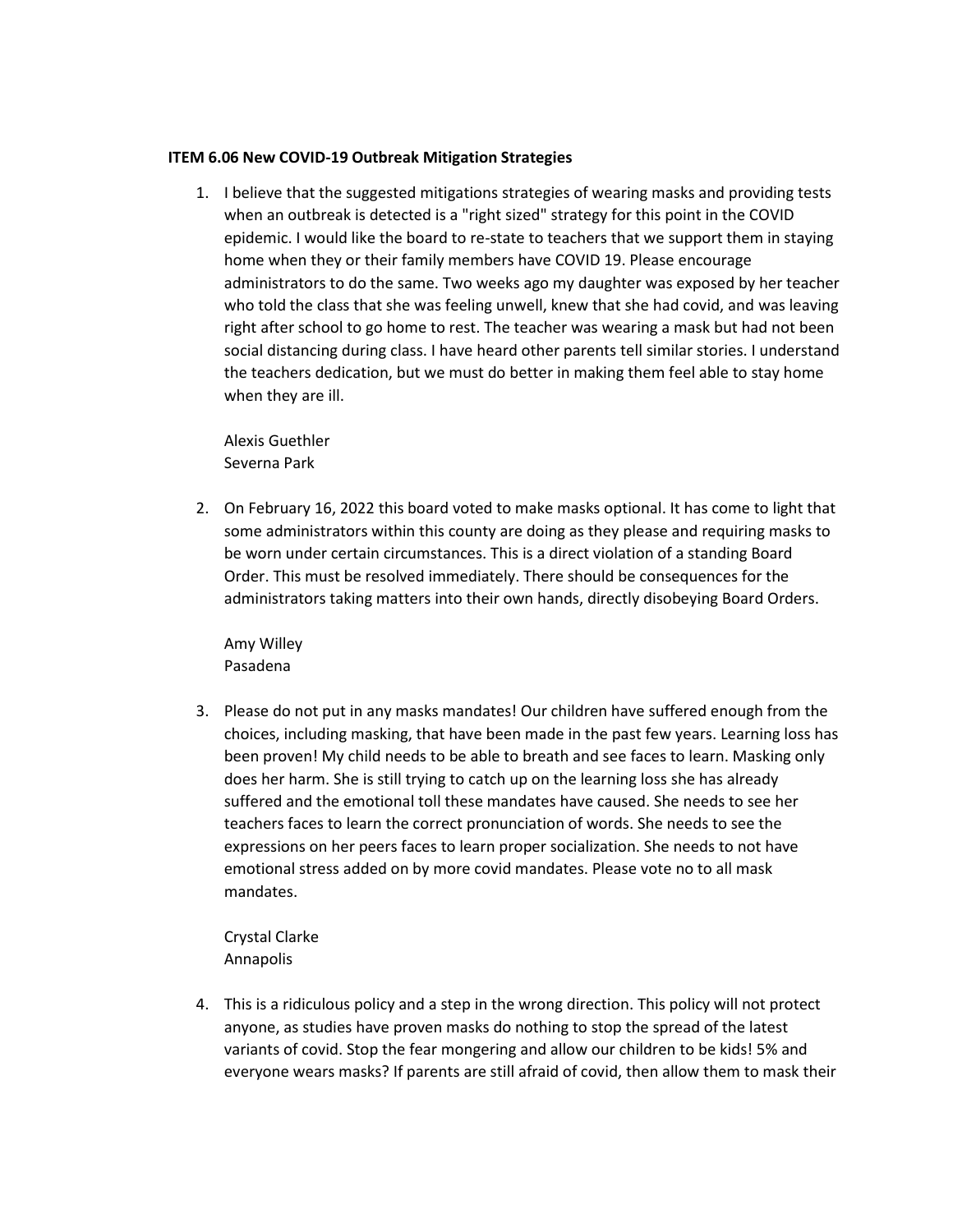**ITEM 6.06 New COVID-19 Outbreak Mitigation Strategies**

1. I believe that the suggested mitigations strategies of wearing masks and providing tests when an outbreak is detected is a "right sized" strategy for this point in the COVID epidemic. I would like the board to re-state to teachers that we support them in staying home when they or their family members have COVID 19. Please encourage administrators to do the same. Two weeks ago my daughter was exposed by her teacher who told the class that she was feeling unwell, knew that she had covid, and was leaving right after school to go home to rest. The teacher was wearing a mask but had not been social distancing during class. I have heard other parents tell similar stories. I understand the teachers dedication, but we must do better in making them feel able to stay home when they are ill.

   Alexis Guethler
   Severna Park

2. On February 16, 2022 this board voted to make masks optional. It has come to light that some administrators within this county are doing as they please and requiring masks to be worn under certain circumstances. This is a direct violation of a standing Board Order. This must be resolved immediately. There should be consequences for the administrators taking matters into their own hands, directly disobeying Board Orders.

   Amy Willey
   Pasadena

3. Please do not put in any masks mandates! Our children have suffered enough from the choices, including masking, that have been made in the past few years. Learning loss has been proven! My child needs to be able to breath and see faces to learn. Masking only does her harm. She is still trying to catch up on the learning loss she has already suffered and the emotional toll these mandates have caused. She needs to see her teachers faces to learn the correct pronunciation of words. She needs to see the expressions on her peers faces to learn proper socialization. She needs to not have emotional stress added on by more covid mandates. Please vote no to all mask mandates.

   Crystal Clarke
   Annapolis

4. This is a ridiculous policy and a step in the wrong direction. This policy will not protect anyone, as studies have proven masks do nothing to stop the spread of the latest variants of covid. Stop the fear mongering and allow our children to be kids! 5% and everyone wears masks? If parents are still afraid of covid, then allow them to mask their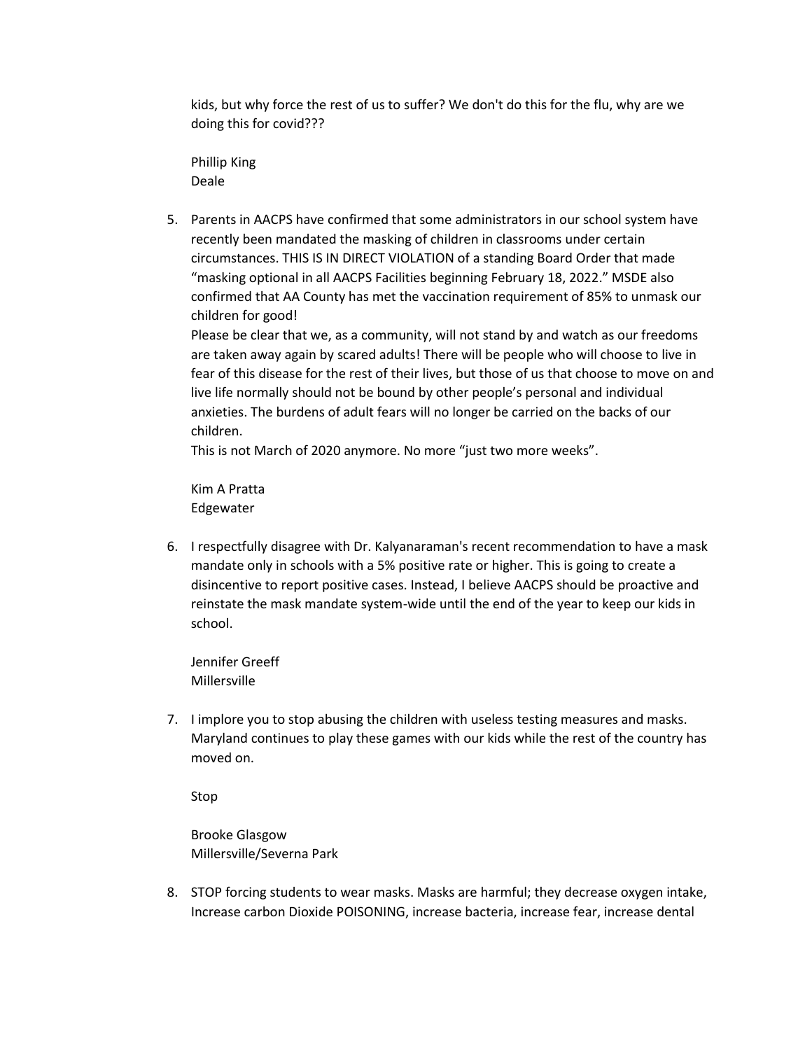kids, but why force the rest of us to suffer? We don't do this for the flu, why are we doing this for covid???

Phillip King
Deale

5. Parents in AACPS have confirmed that some administrators in our school system have recently been mandated the masking of children in classrooms under certain circumstances. THIS IS IN DIRECT VIOLATION of a standing Board Order that made "masking optional in all AACPS Facilities beginning February 18, 2022." MSDE also confirmed that AA County has met the vaccination requirement of 85% to unmask our children for good!
   Please be clear that we, as a community, will not stand by and watch as our freedoms are taken away again by scared adults! There will be people who will choose to live in fear of this disease for the rest of their lives, but those of us that choose to move on and live life normally should not be bound by other people's personal and individual anxieties. The burdens of adult fears will no longer be carried on the backs of our children.
   This is not March of 2020 anymore. No more "just two more weeks".

   Kim A Pratta
   Edgewater

6. I respectfully disagree with Dr. Kalyanaraman's recent recommendation to have a mask mandate only in schools with a 5% positive rate or higher. This is going to create a disincentive to report positive cases. Instead, I believe AACPS should be proactive and reinstate the mask mandate system-wide until the end of the year to keep our kids in school.

   Jennifer Greeff
   Millersville

7. I implore you to stop abusing the children with useless testing measures and masks. Maryland continues to play these games with our kids while the rest of the country has moved on.

   Stop

   Brooke Glasgow
   Millersville/Severna Park

8. STOP forcing students to wear masks. Masks are harmful; they decrease oxygen intake, Increase carbon Dioxide POISONING, increase bacteria, increase fear, increase dental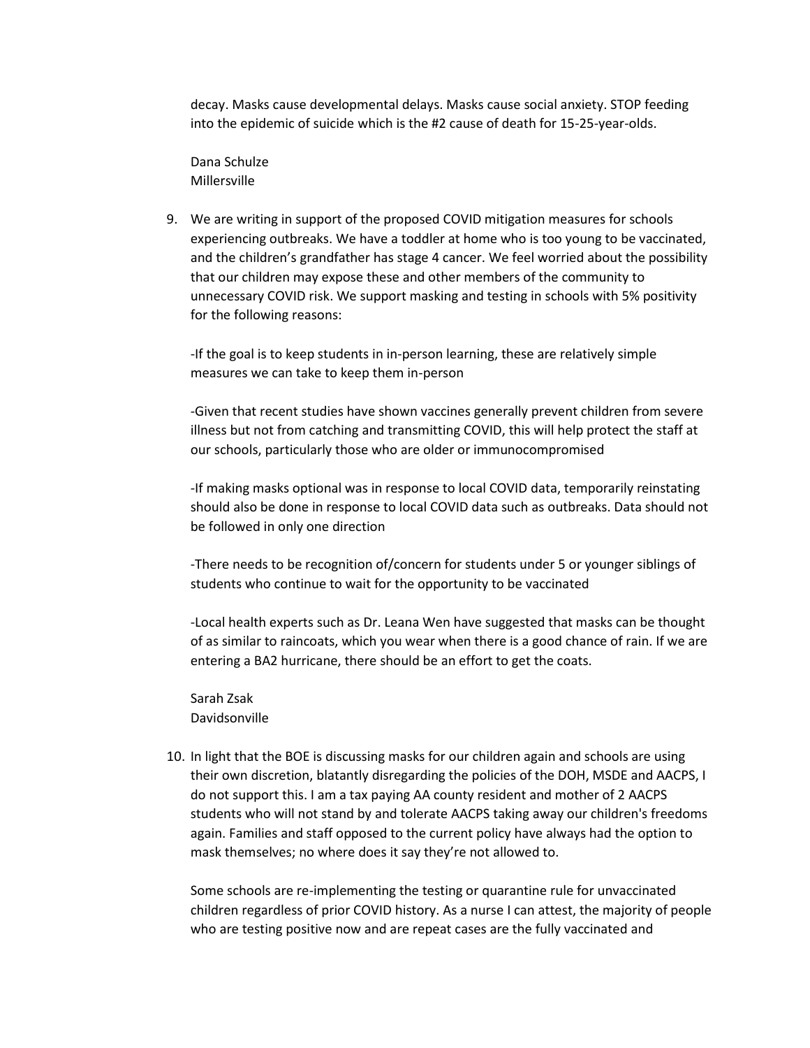decay. Masks cause developmental delays. Masks cause social anxiety. STOP feeding into the epidemic of suicide which is the #2 cause of death for 15-25-year-olds.

Dana Schulze
Millersville

9. We are writing in support of the proposed COVID mitigation measures for schools experiencing outbreaks. We have a toddler at home who is too young to be vaccinated, and the children's grandfather has stage 4 cancer. We feel worried about the possibility that our children may expose these and other members of the community to unnecessary COVID risk. We support masking and testing in schools with 5% positivity for the following reasons:

   -If the goal is to keep students in in-person learning, these are relatively simple measures we can take to keep them in-person

   -Given that recent studies have shown vaccines generally prevent children from severe illness but not from catching and transmitting COVID, this will help protect the staff at our schools, particularly those who are older or immunocompromised

   -If making masks optional was in response to local COVID data, temporarily reinstating should also be done in response to local COVID data such as outbreaks. Data should not be followed in only one direction

   -There needs to be recognition of/concern for students under 5 or younger siblings of students who continue to wait for the opportunity to be vaccinated

   -Local health experts such as Dr. Leana Wen have suggested that masks can be thought of as similar to raincoats, which you wear when there is a good chance of rain. If we are entering a BA2 hurricane, there should be an effort to get the coats.

   Sarah Zsak
   Davidsonville

10. In light that the BOE is discussing masks for our children again and schools are using their own discretion, blatantly disregarding the policies of the DOH, MSDE and AACPS, I do not support this. I am a tax paying AA county resident and mother of 2 AACPS students who will not stand by and tolerate AACPS taking away our children's freedoms again. Families and staff opposed to the current policy have always had the option to mask themselves; no where does it say they're not allowed to.

    Some schools are re-implementing the testing or quarantine rule for unvaccinated children regardless of prior COVID history. As a nurse I can attest, the majority of people who are testing positive now and are repeat cases are the fully vaccinated and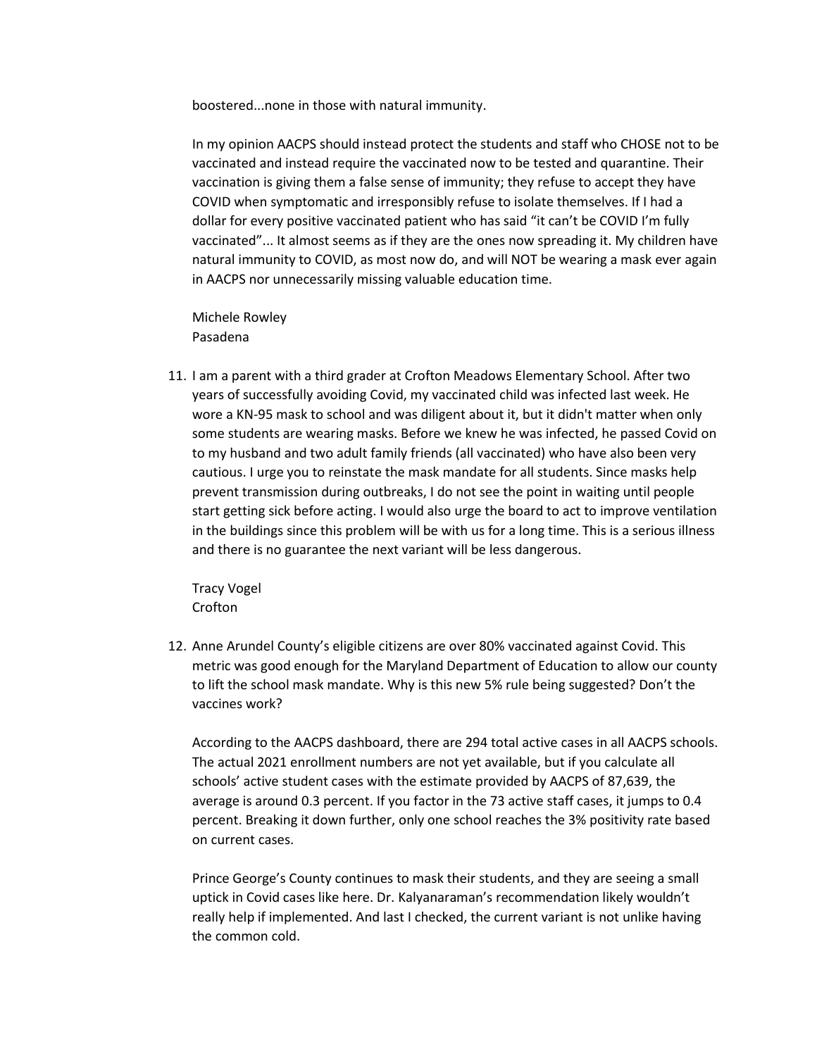boostered...none in those with natural immunity.

In my opinion AACPS should instead protect the students and staff who CHOSE not to be vaccinated and instead require the vaccinated now to be tested and quarantine. Their vaccination is giving them a false sense of immunity; they refuse to accept they have COVID when symptomatic and irresponsibly refuse to isolate themselves. If I had a dollar for every positive vaccinated patient who has said "it can't be COVID I'm fully vaccinated"... It almost seems as if they are the ones now spreading it. My children have natural immunity to COVID, as most now do, and will NOT be wearing a mask ever again in AACPS nor unnecessarily missing valuable education time.

Michele Rowley
Pasadena

11. I am a parent with a third grader at Crofton Meadows Elementary School. After two years of successfully avoiding Covid, my vaccinated child was infected last week. He wore a KN-95 mask to school and was diligent about it, but it didn't matter when only some students are wearing masks. Before we knew he was infected, he passed Covid on to my husband and two adult family friends (all vaccinated) who have also been very cautious. I urge you to reinstate the mask mandate for all students. Since masks help prevent transmission during outbreaks, I do not see the point in waiting until people start getting sick before acting. I would also urge the board to act to improve ventilation in the buildings since this problem will be with us for a long time. This is a serious illness and there is no guarantee the next variant will be less dangerous.

    Tracy Vogel
    Crofton

12. Anne Arundel County's eligible citizens are over 80% vaccinated against Covid. This metric was good enough for the Maryland Department of Education to allow our county to lift the school mask mandate. Why is this new 5% rule being suggested? Don't the vaccines work?

    According to the AACPS dashboard, there are 294 total active cases in all AACPS schools. The actual 2021 enrollment numbers are not yet available, but if you calculate all schools' active student cases with the estimate provided by AACPS of 87,639, the average is around 0.3 percent. If you factor in the 73 active staff cases, it jumps to 0.4 percent. Breaking it down further, only one school reaches the 3% positivity rate based on current cases.

    Prince George's County continues to mask their students, and they are seeing a small uptick in Covid cases like here. Dr. Kalyanaraman's recommendation likely wouldn't really help if implemented. And last I checked, the current variant is not unlike having the common cold.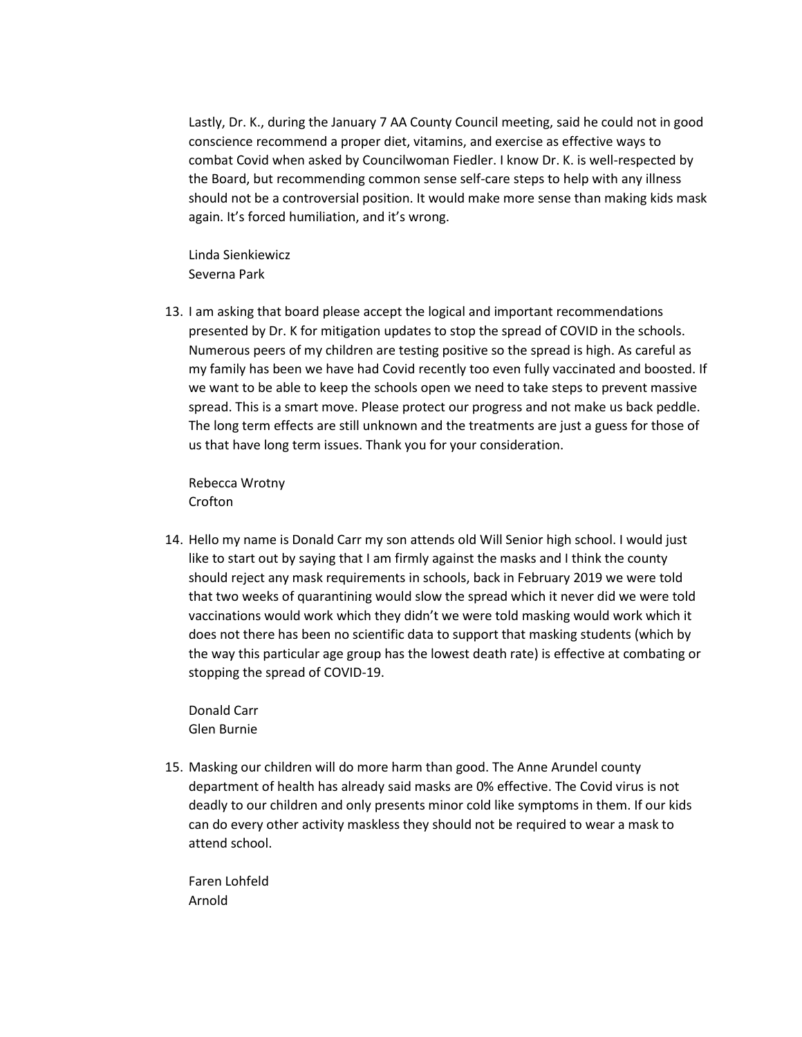Lastly, Dr. K., during the January 7 AA County Council meeting, said he could not in good conscience recommend a proper diet, vitamins, and exercise as effective ways to combat Covid when asked by Councilwoman Fiedler. I know Dr. K. is well-respected by the Board, but recommending common sense self-care steps to help with any illness should not be a controversial position. It would make more sense than making kids mask again. It's forced humiliation, and it's wrong.

Linda Sienkiewicz
Severna Park

13. I am asking that board please accept the logical and important recommendations presented by Dr. K for mitigation updates to stop the spread of COVID in the schools. Numerous peers of my children are testing positive so the spread is high. As careful as my family has been we have had Covid recently too even fully vaccinated and boosted. If we want to be able to keep the schools open we need to take steps to prevent massive spread. This is a smart move. Please protect our progress and not make us back peddle. The long term effects are still unknown and the treatments are just a guess for those of us that have long term issues. Thank you for your consideration.

    Rebecca Wrotny
    Crofton

14. Hello my name is Donald Carr my son attends old Will Senior high school. I would just like to start out by saying that I am firmly against the masks and I think the county should reject any mask requirements in schools, back in February 2019 we were told that two weeks of quarantining would slow the spread which it never did we were told vaccinations would work which they didn't we were told masking would work which it does not there has been no scientific data to support that masking students (which by the way this particular age group has the lowest death rate) is effective at combating or stopping the spread of COVID-19.

    Donald Carr
    Glen Burnie

15. Masking our children will do more harm than good. The Anne Arundel county department of health has already said masks are 0% effective. The Covid virus is not deadly to our children and only presents minor cold like symptoms in them. If our kids can do every other activity maskless they should not be required to wear a mask to attend school.

    Faren Lohfeld
    Arnold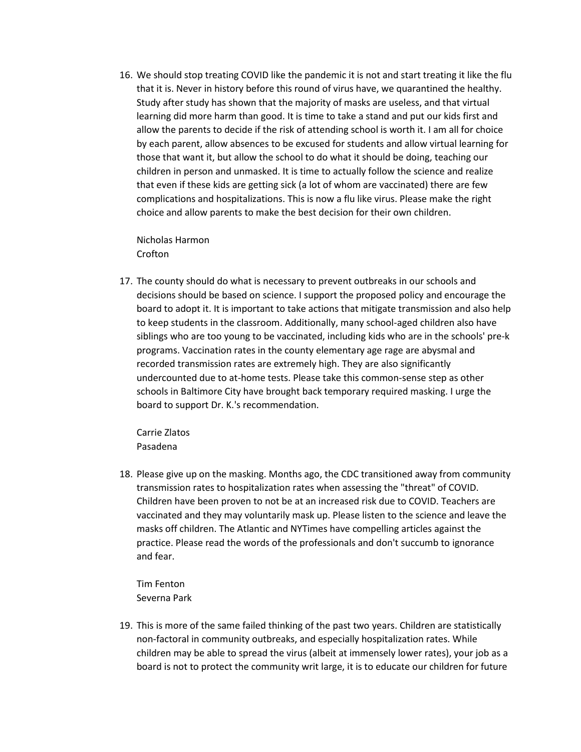16. We should stop treating COVID like the pandemic it is not and start treating it like the flu that it is. Never in history before this round of virus have, we quarantined the healthy. Study after study has shown that the majority of masks are useless, and that virtual learning did more harm than good. It is time to take a stand and put our kids first and allow the parents to decide if the risk of attending school is worth it. I am all for choice by each parent, allow absences to be excused for students and allow virtual learning for those that want it, but allow the school to do what it should be doing, teaching our children in person and unmasked. It is time to actually follow the science and realize that even if these kids are getting sick (a lot of whom are vaccinated) there are few complications and hospitalizations. This is now a flu like virus. Please make the right choice and allow parents to make the best decision for their own children.

    Nicholas Harmon
    Crofton

17. The county should do what is necessary to prevent outbreaks in our schools and decisions should be based on science. I support the proposed policy and encourage the board to adopt it. It is important to take actions that mitigate transmission and also help to keep students in the classroom. Additionally, many school-aged children also have siblings who are too young to be vaccinated, including kids who are in the schools' pre-k programs. Vaccination rates in the county elementary age rage are abysmal and recorded transmission rates are extremely high. They are also significantly undercounted due to at-home tests. Please take this common-sense step as other schools in Baltimore City have brought back temporary required masking. I urge the board to support Dr. K.'s recommendation.

    Carrie Zlatos
    Pasadena

18. Please give up on the masking. Months ago, the CDC transitioned away from community transmission rates to hospitalization rates when assessing the "threat" of COVID. Children have been proven to not be at an increased risk due to COVID. Teachers are vaccinated and they may voluntarily mask up. Please listen to the science and leave the masks off children. The Atlantic and NYTimes have compelling articles against the practice. Please read the words of the professionals and don't succumb to ignorance and fear.

    Tim Fenton
    Severna Park

19. This is more of the same failed thinking of the past two years. Children are statistically non-factoral in community outbreaks, and especially hospitalization rates. While children may be able to spread the virus (albeit at immensely lower rates), your job as a board is not to protect the community writ large, it is to educate our children for future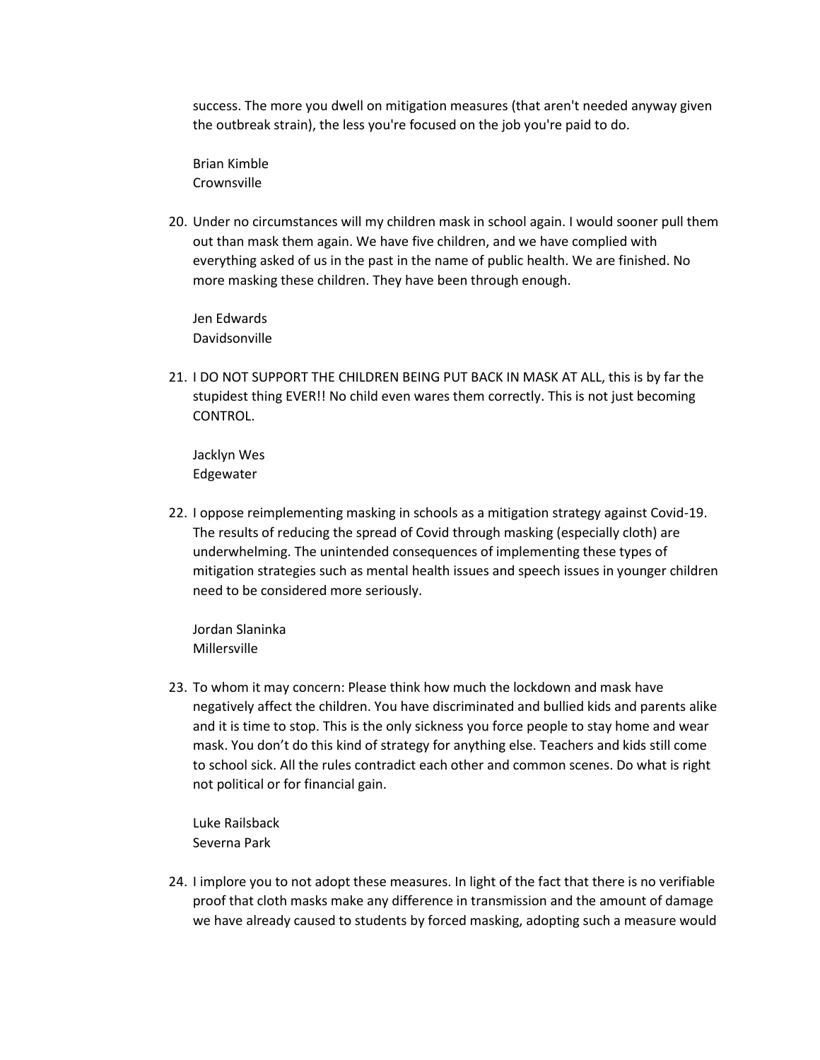success. The more you dwell on mitigation measures (that aren't needed anyway given the outbreak strain), the less you're focused on the job you're paid to do.

Brian Kimble
Crownsville

20. Under no circumstances will my children mask in school again. I would sooner pull them out than mask them again. We have five children, and we have complied with everything asked of us in the past in the name of public health. We are finished. No more masking these children. They have been through enough.

    Jen Edwards
    Davidsonville

21. I DO NOT SUPPORT THE CHILDREN BEING PUT BACK IN MASK AT ALL, this is by far the stupidest thing EVER!! No child even wares them correctly. This is not just becoming CONTROL.

    Jacklyn Wes
    Edgewater

22. I oppose reimplementing masking in schools as a mitigation strategy against Covid-19. The results of reducing the spread of Covid through masking (especially cloth) are underwhelming. The unintended consequences of implementing these types of mitigation strategies such as mental health issues and speech issues in younger children need to be considered more seriously.

    Jordan Slaninka
    Millersville

23. To whom it may concern: Please think how much the lockdown and mask have negatively affect the children. You have discriminated and bullied kids and parents alike and it is time to stop. This is the only sickness you force people to stay home and wear mask. You don't do this kind of strategy for anything else. Teachers and kids still come to school sick. All the rules contradict each other and common scenes. Do what is right not political or for financial gain.

    Luke Railsback
    Severna Park

24. I implore you to not adopt these measures. In light of the fact that there is no verifiable proof that cloth masks make any difference in transmission and the amount of damage we have already caused to students by forced masking, adopting such a measure would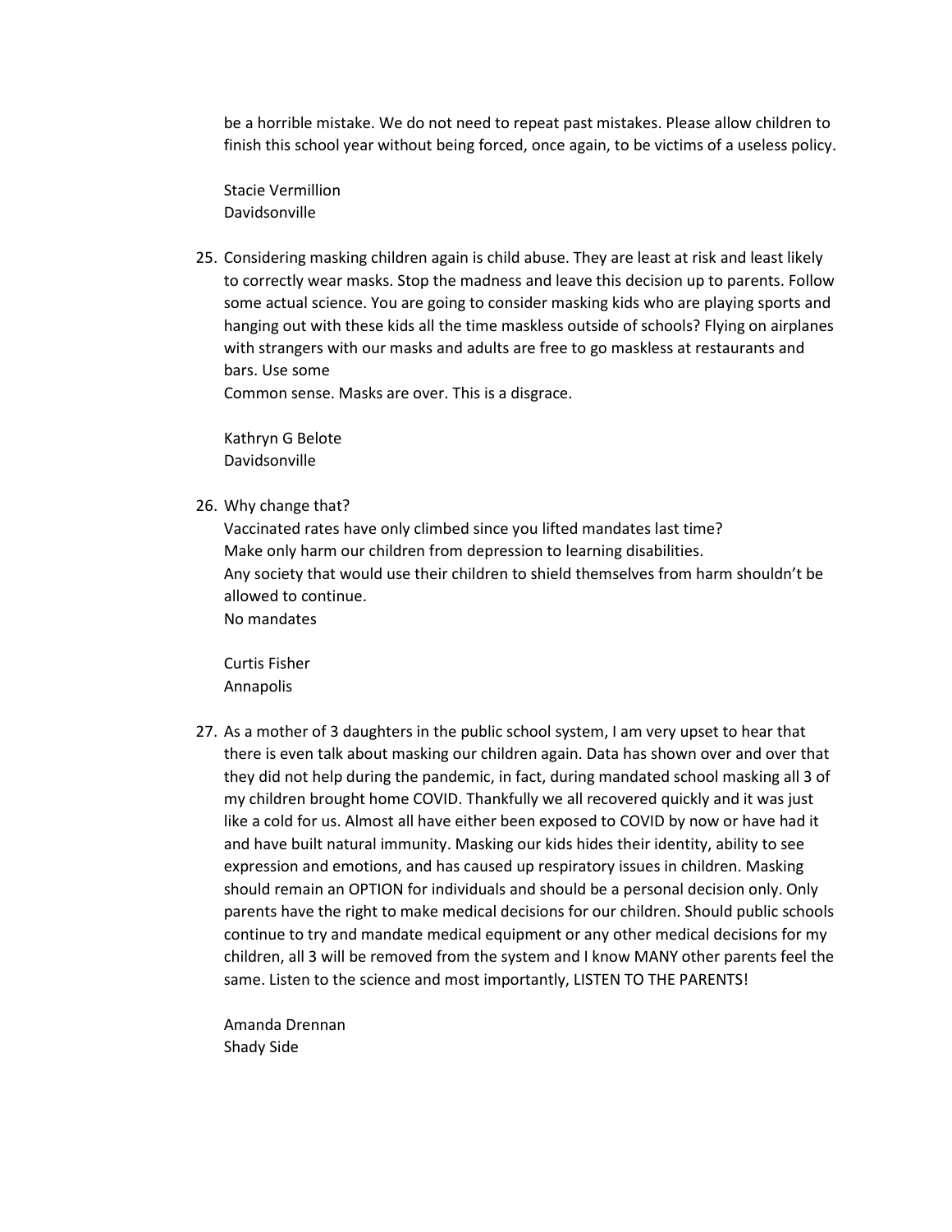be a horrible mistake. We do not need to repeat past mistakes. Please allow children to finish this school year without being forced, once again, to be victims of a useless policy.

Stacie Vermillion
Davidsonville

25. Considering masking children again is child abuse. They are least at risk and least likely to correctly wear masks. Stop the madness and leave this decision up to parents. Follow some actual science. You are going to consider masking kids who are playing sports and hanging out with these kids all the time maskless outside of schools? Flying on airplanes with strangers with our masks and adults are free to go maskless at restaurants and bars. Use some
Common sense. Masks are over. This is a disgrace.

    Kathryn G Belote
    Davidsonville

26. Why change that?
Vaccinated rates have only climbed since you lifted mandates last time?
Make only harm our children from depression to learning disabilities.
Any society that would use their children to shield themselves from harm shouldn't be allowed to continue.
No mandates

    Curtis Fisher
    Annapolis

27. As a mother of 3 daughters in the public school system, I am very upset to hear that there is even talk about masking our children again. Data has shown over and over that they did not help during the pandemic, in fact, during mandated school masking all 3 of my children brought home COVID. Thankfully we all recovered quickly and it was just like a cold for us. Almost all have either been exposed to COVID by now or have had it and have built natural immunity. Masking our kids hides their identity, ability to see expression and emotions, and has caused up respiratory issues in children. Masking should remain an OPTION for individuals and should be a personal decision only. Only parents have the right to make medical decisions for our children. Should public schools continue to try and mandate medical equipment or any other medical decisions for my children, all 3 will be removed from the system and I know MANY other parents feel the same. Listen to the science and most importantly, LISTEN TO THE PARENTS!

    Amanda Drennan
    Shady Side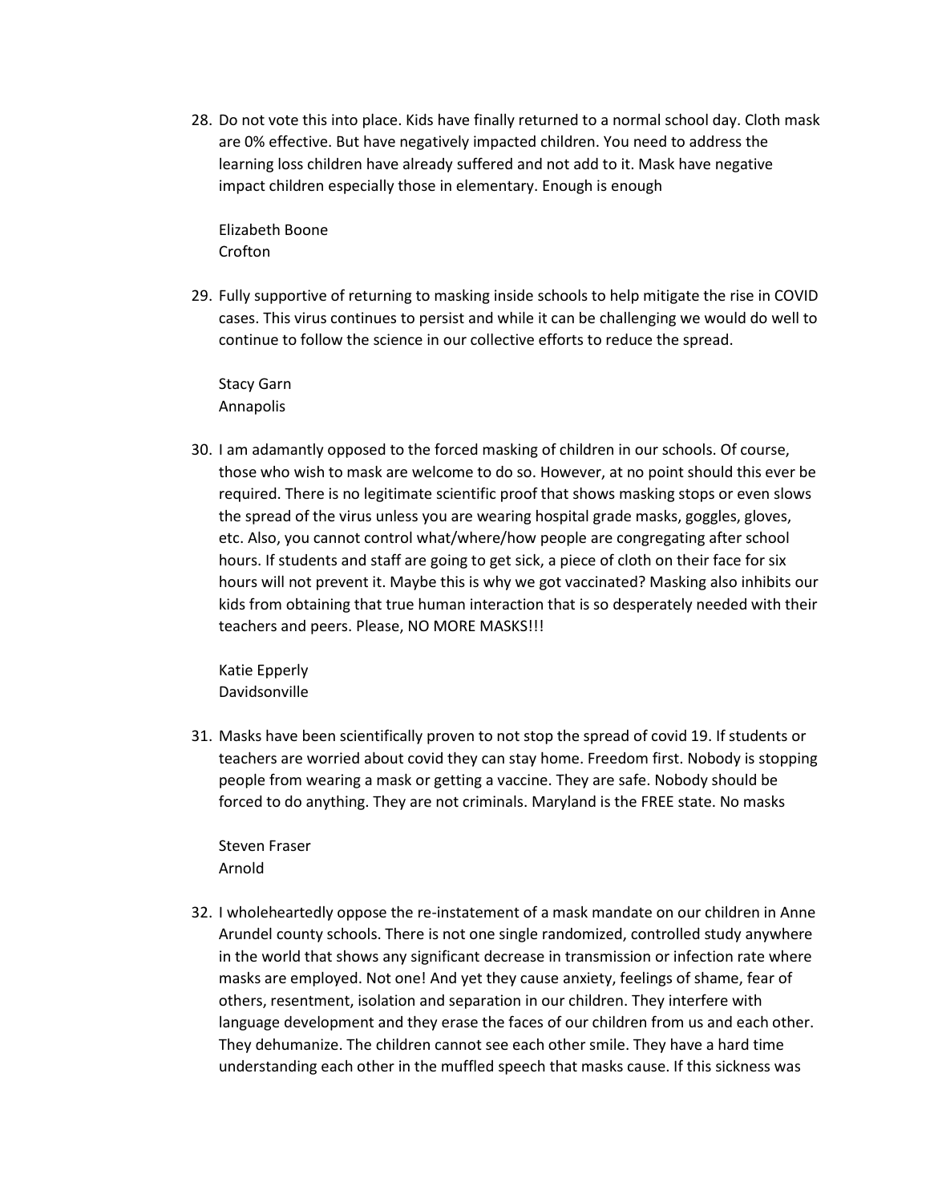28. Do not vote this into place. Kids have finally returned to a normal school day. Cloth mask are 0% effective. But have negatively impacted children. You need to address the learning loss children have already suffered and not add to it. Mask have negative impact children especially those in elementary. Enough is enough

    Elizabeth Boone
    Crofton

29. Fully supportive of returning to masking inside schools to help mitigate the rise in COVID cases. This virus continues to persist and while it can be challenging we would do well to continue to follow the science in our collective efforts to reduce the spread.

    Stacy Garn
    Annapolis

30. I am adamantly opposed to the forced masking of children in our schools. Of course, those who wish to mask are welcome to do so. However, at no point should this ever be required. There is no legitimate scientific proof that shows masking stops or even slows the spread of the virus unless you are wearing hospital grade masks, goggles, gloves, etc. Also, you cannot control what/where/how people are congregating after school hours. If students and staff are going to get sick, a piece of cloth on their face for six hours will not prevent it. Maybe this is why we got vaccinated? Masking also inhibits our kids from obtaining that true human interaction that is so desperately needed with their teachers and peers. Please, NO MORE MASKS!!!

    Katie Epperly
    Davidsonville

31. Masks have been scientifically proven to not stop the spread of covid 19. If students or teachers are worried about covid they can stay home. Freedom first. Nobody is stopping people from wearing a mask or getting a vaccine. They are safe. Nobody should be forced to do anything. They are not criminals. Maryland is the FREE state. No masks

    Steven Fraser
    Arnold

32. I wholeheartedly oppose the re-instatement of a mask mandate on our children in Anne Arundel county schools. There is not one single randomized, controlled study anywhere in the world that shows any significant decrease in transmission or infection rate where masks are employed. Not one! And yet they cause anxiety, feelings of shame, fear of others, resentment, isolation and separation in our children. They interfere with language development and they erase the faces of our children from us and each other. They dehumanize. The children cannot see each other smile. They have a hard time understanding each other in the muffled speech that masks cause. If this sickness was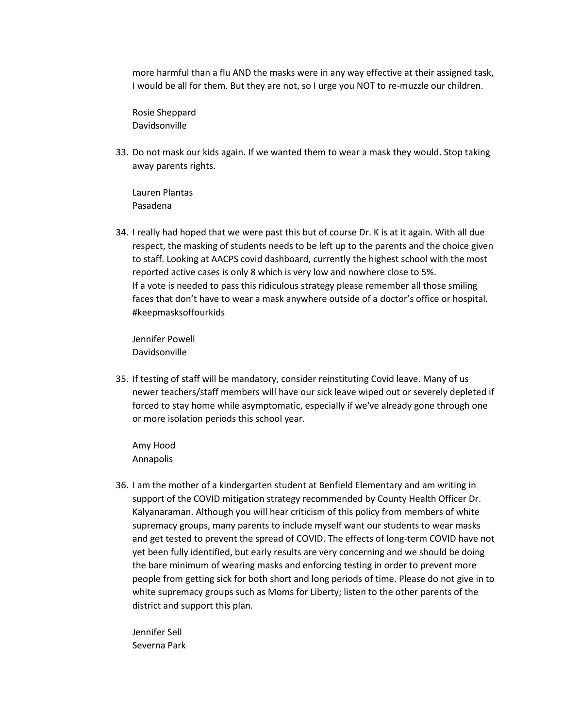more harmful than a flu AND the masks were in any way effective at their assigned task, I would be all for them. But they are not, so I urge you NOT to re-muzzle our children.

Rosie Sheppard
Davidsonville

33. Do not mask our kids again. If we wanted them to wear a mask they would. Stop taking away parents rights.

    Lauren Plantas
    Pasadena

34. I really had hoped that we were past this but of course Dr. K is at it again. With all due respect, the masking of students needs to be left up to the parents and the choice given to staff. Looking at AACPS covid dashboard, currently the highest school with the most reported active cases is only 8 which is very low and nowhere close to 5%.
    If a vote is needed to pass this ridiculous strategy please remember all those smiling faces that don't have to wear a mask anywhere outside of a doctor's office or hospital. #keepmasksoffourkids

    Jennifer Powell
    Davidsonville

35. If testing of staff will be mandatory, consider reinstituting Covid leave. Many of us newer teachers/staff members will have our sick leave wiped out or severely depleted if forced to stay home while asymptomatic, especially if we've already gone through one or more isolation periods this school year.

    Amy Hood
    Annapolis

36. I am the mother of a kindergarten student at Benfield Elementary and am writing in support of the COVID mitigation strategy recommended by County Health Officer Dr. Kalyanaraman. Although you will hear criticism of this policy from members of white supremacy groups, many parents to include myself want our students to wear masks and get tested to prevent the spread of COVID. The effects of long-term COVID have not yet been fully identified, but early results are very concerning and we should be doing the bare minimum of wearing masks and enforcing testing in order to prevent more people from getting sick for both short and long periods of time. Please do not give in to white supremacy groups such as Moms for Liberty; listen to the other parents of the district and support this plan.

    Jennifer Sell
    Severna Park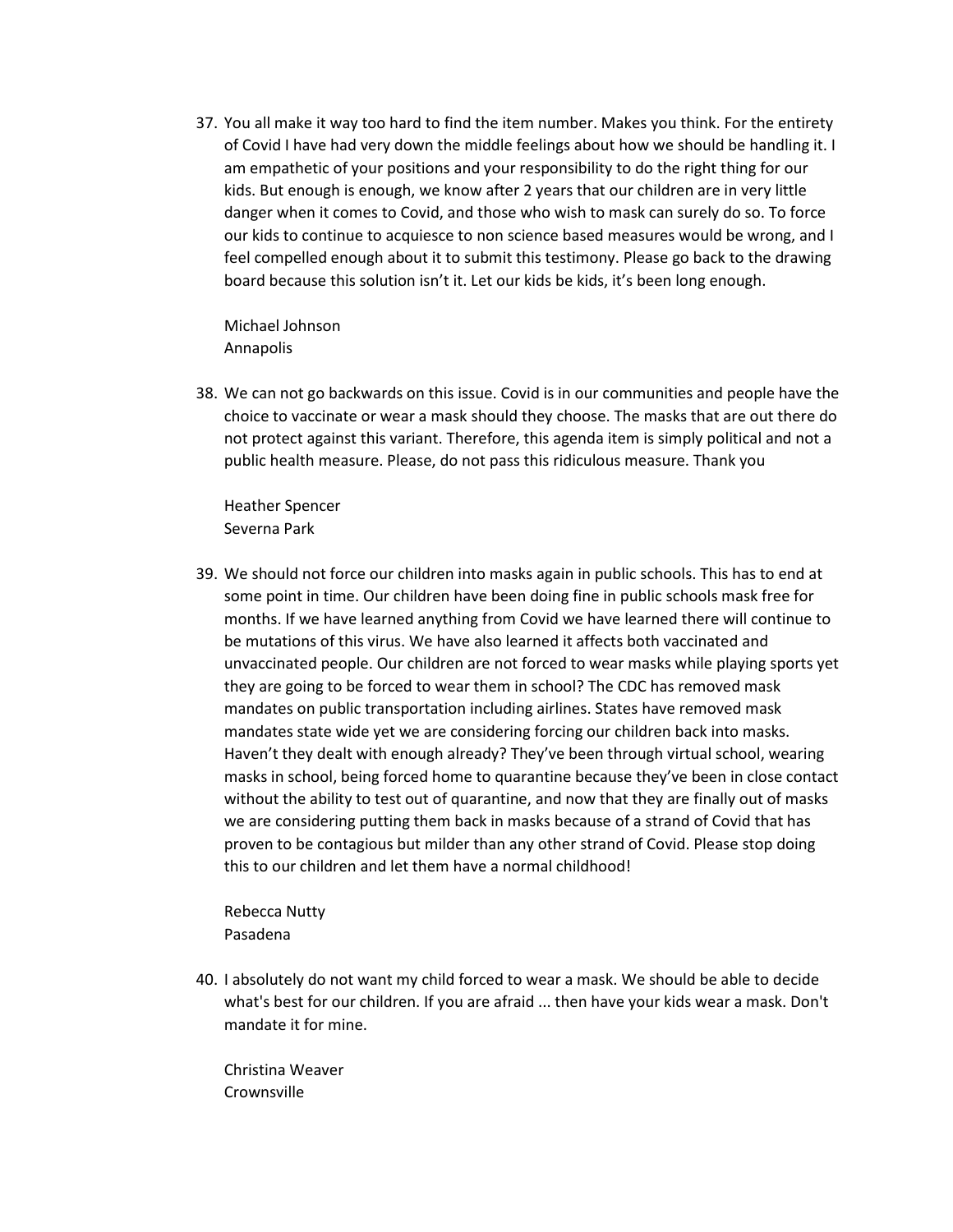37. You all make it way too hard to find the item number. Makes you think. For the entirety of Covid I have had very down the middle feelings about how we should be handling it. I am empathetic of your positions and your responsibility to do the right thing for our kids. But enough is enough, we know after 2 years that our children are in very little danger when it comes to Covid, and those who wish to mask can surely do so. To force our kids to continue to acquiesce to non science based measures would be wrong, and I feel compelled enough about it to submit this testimony. Please go back to the drawing board because this solution isn't it. Let our kids be kids, it's been long enough.

    Michael Johnson
    Annapolis

38. We can not go backwards on this issue. Covid is in our communities and people have the choice to vaccinate or wear a mask should they choose. The masks that are out there do not protect against this variant. Therefore, this agenda item is simply political and not a public health measure. Please, do not pass this ridiculous measure. Thank you

    Heather Spencer
    Severna Park

39. We should not force our children into masks again in public schools. This has to end at some point in time. Our children have been doing fine in public schools mask free for months. If we have learned anything from Covid we have learned there will continue to be mutations of this virus. We have also learned it affects both vaccinated and unvaccinated people. Our children are not forced to wear masks while playing sports yet they are going to be forced to wear them in school? The CDC has removed mask mandates on public transportation including airlines. States have removed mask mandates state wide yet we are considering forcing our children back into masks. Haven't they dealt with enough already? They've been through virtual school, wearing masks in school, being forced home to quarantine because they've been in close contact without the ability to test out of quarantine, and now that they are finally out of masks we are considering putting them back in masks because of a strand of Covid that has proven to be contagious but milder than any other strand of Covid. Please stop doing this to our children and let them have a normal childhood!

    Rebecca Nutty
    Pasadena

40. I absolutely do not want my child forced to wear a mask. We should be able to decide what's best for our children. If you are afraid ... then have your kids wear a mask. Don't mandate it for mine.

    Christina Weaver
    Crownsville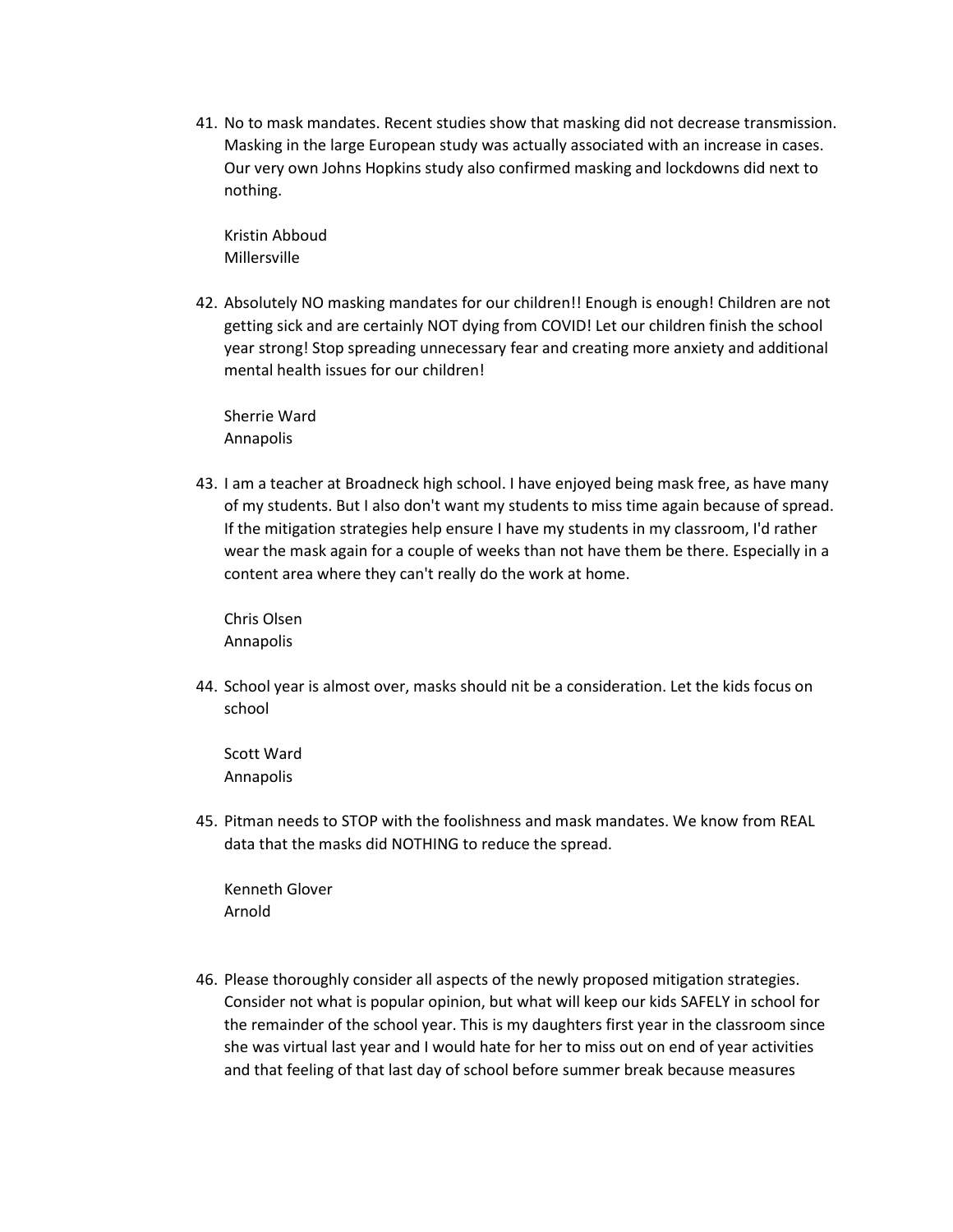41. No to mask mandates. Recent studies show that masking did not decrease transmission. Masking in the large European study was actually associated with an increase in cases. Our very own Johns Hopkins study also confirmed masking and lockdowns did next to nothing.

    Kristin Abboud
    Millersville

42. Absolutely NO masking mandates for our children!! Enough is enough! Children are not getting sick and are certainly NOT dying from COVID! Let our children finish the school year strong! Stop spreading unnecessary fear and creating more anxiety and additional mental health issues for our children!

    Sherrie Ward
    Annapolis

43. I am a teacher at Broadneck high school. I have enjoyed being mask free, as have many of my students. But I also don't want my students to miss time again because of spread. If the mitigation strategies help ensure I have my students in my classroom, I'd rather wear the mask again for a couple of weeks than not have them be there. Especially in a content area where they can't really do the work at home.

    Chris Olsen
    Annapolis

44. School year is almost over, masks should nit be a consideration. Let the kids focus on school

    Scott Ward
    Annapolis

45. Pitman needs to STOP with the foolishness and mask mandates. We know from REAL data that the masks did NOTHING to reduce the spread.

    Kenneth Glover
    Arnold

46. Please thoroughly consider all aspects of the newly proposed mitigation strategies. Consider not what is popular opinion, but what will keep our kids SAFELY in school for the remainder of the school year. This is my daughters first year in the classroom since she was virtual last year and I would hate for her to miss out on end of year activities and that feeling of that last day of school before summer break because measures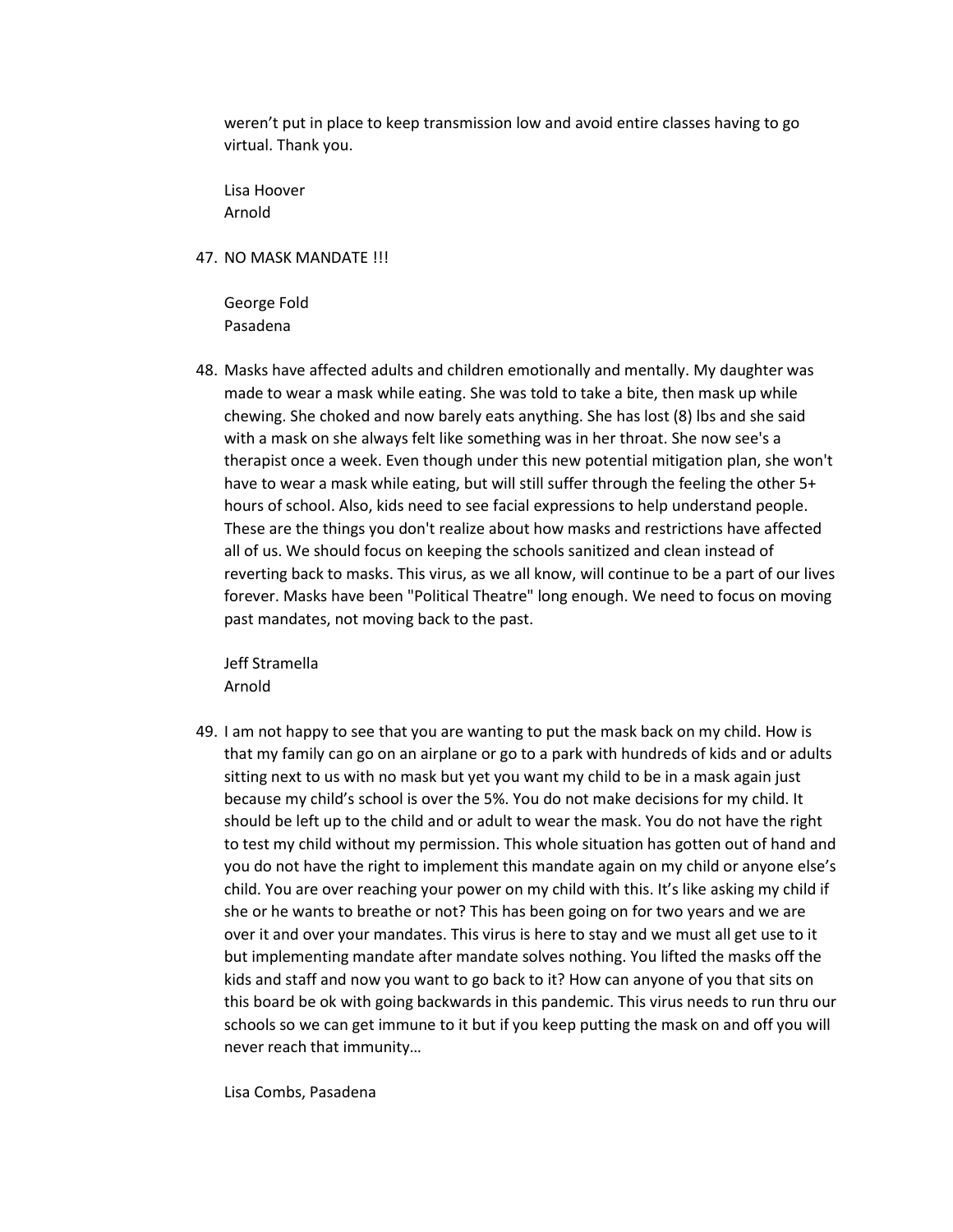weren't put in place to keep transmission low and avoid entire classes having to go virtual. Thank you.

Lisa Hoover
Arnold

47. NO MASK MANDATE !!!

    George Fold
    Pasadena

48. Masks have affected adults and children emotionally and mentally. My daughter was made to wear a mask while eating. She was told to take a bite, then mask up while chewing. She choked and now barely eats anything. She has lost (8) lbs and she said with a mask on she always felt like something was in her throat. She now see's a therapist once a week. Even though under this new potential mitigation plan, she won't have to wear a mask while eating, but will still suffer through the feeling the other 5+ hours of school. Also, kids need to see facial expressions to help understand people. These are the things you don't realize about how masks and restrictions have affected all of us. We should focus on keeping the schools sanitized and clean instead of reverting back to masks. This virus, as we all know, will continue to be a part of our lives forever. Masks have been "Political Theatre" long enough. We need to focus on moving past mandates, not moving back to the past.

    Jeff Stramella
    Arnold

49. I am not happy to see that you are wanting to put the mask back on my child. How is that my family can go on an airplane or go to a park with hundreds of kids and or adults sitting next to us with no mask but yet you want my child to be in a mask again just because my child's school is over the 5%. You do not make decisions for my child. It should be left up to the child and or adult to wear the mask. You do not have the right to test my child without my permission. This whole situation has gotten out of hand and you do not have the right to implement this mandate again on my child or anyone else's child. You are over reaching your power on my child with this. It's like asking my child if she or he wants to breathe or not? This has been going on for two years and we are over it and over your mandates. This virus is here to stay and we must all get use to it but implementing mandate after mandate solves nothing. You lifted the masks off the kids and staff and now you want to go back to it? How can anyone of you that sits on this board be ok with going backwards in this pandemic. This virus needs to run thru our schools so we can get immune to it but if you keep putting the mask on and off you will never reach that immunity…

    Lisa Combs, Pasadena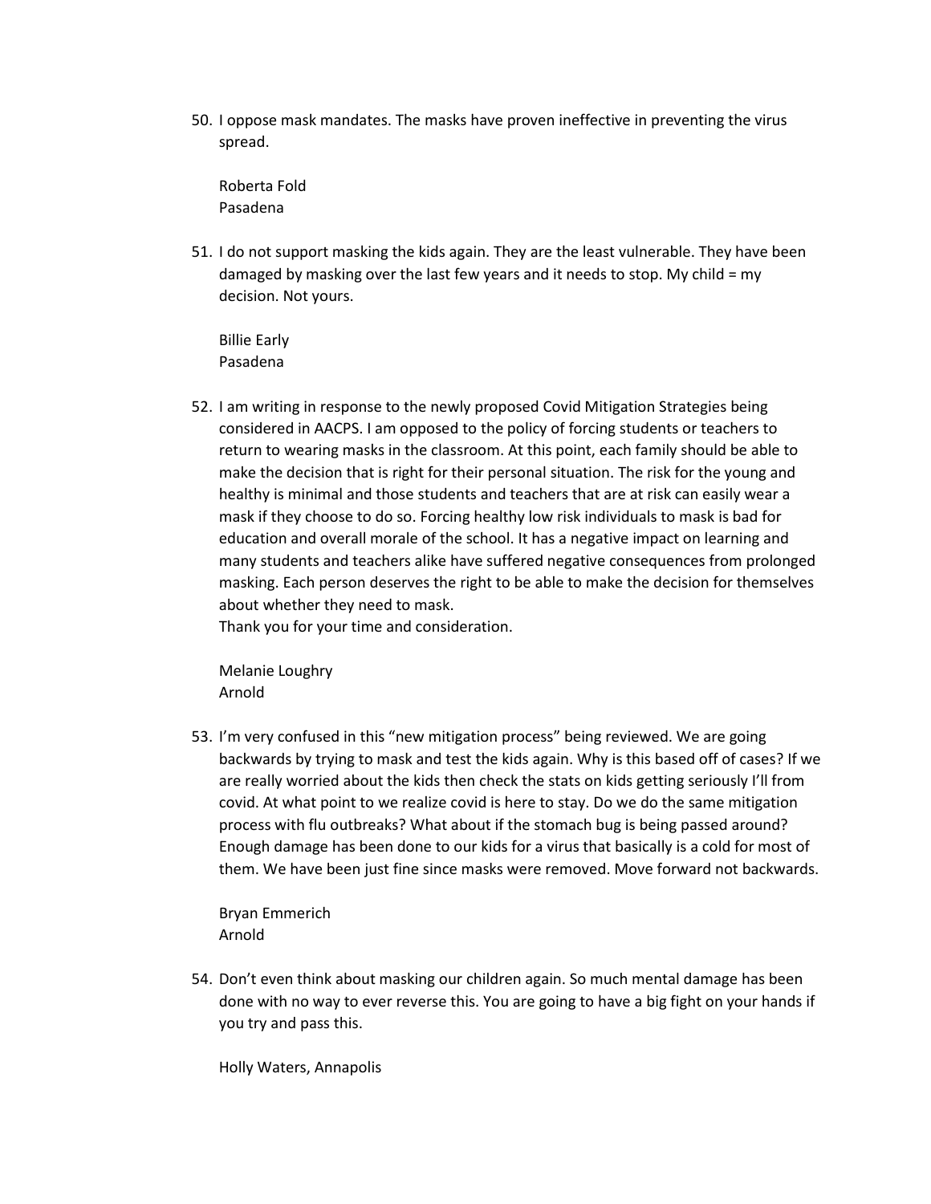50. I oppose mask mandates. The masks have proven ineffective in preventing the virus spread.

    Roberta Fold
    Pasadena

51. I do not support masking the kids again. They are the least vulnerable. They have been damaged by masking over the last few years and it needs to stop. My child = my decision. Not yours.

    Billie Early
    Pasadena

52. I am writing in response to the newly proposed Covid Mitigation Strategies being considered in AACPS. I am opposed to the policy of forcing students or teachers to return to wearing masks in the classroom. At this point, each family should be able to make the decision that is right for their personal situation. The risk for the young and healthy is minimal and those students and teachers that are at risk can easily wear a mask if they choose to do so. Forcing healthy low risk individuals to mask is bad for education and overall morale of the school. It has a negative impact on learning and many students and teachers alike have suffered negative consequences from prolonged masking. Each person deserves the right to be able to make the decision for themselves about whether they need to mask.
    Thank you for your time and consideration.

    Melanie Loughry
    Arnold

53. I'm very confused in this "new mitigation process" being reviewed. We are going backwards by trying to mask and test the kids again. Why is this based off of cases? If we are really worried about the kids then check the stats on kids getting seriously I'll from covid. At what point to we realize covid is here to stay. Do we do the same mitigation process with flu outbreaks? What about if the stomach bug is being passed around? Enough damage has been done to our kids for a virus that basically is a cold for most of them. We have been just fine since masks were removed. Move forward not backwards.

    Bryan Emmerich
    Arnold

54. Don't even think about masking our children again. So much mental damage has been done with no way to ever reverse this. You are going to have a big fight on your hands if you try and pass this.

    Holly Waters, Annapolis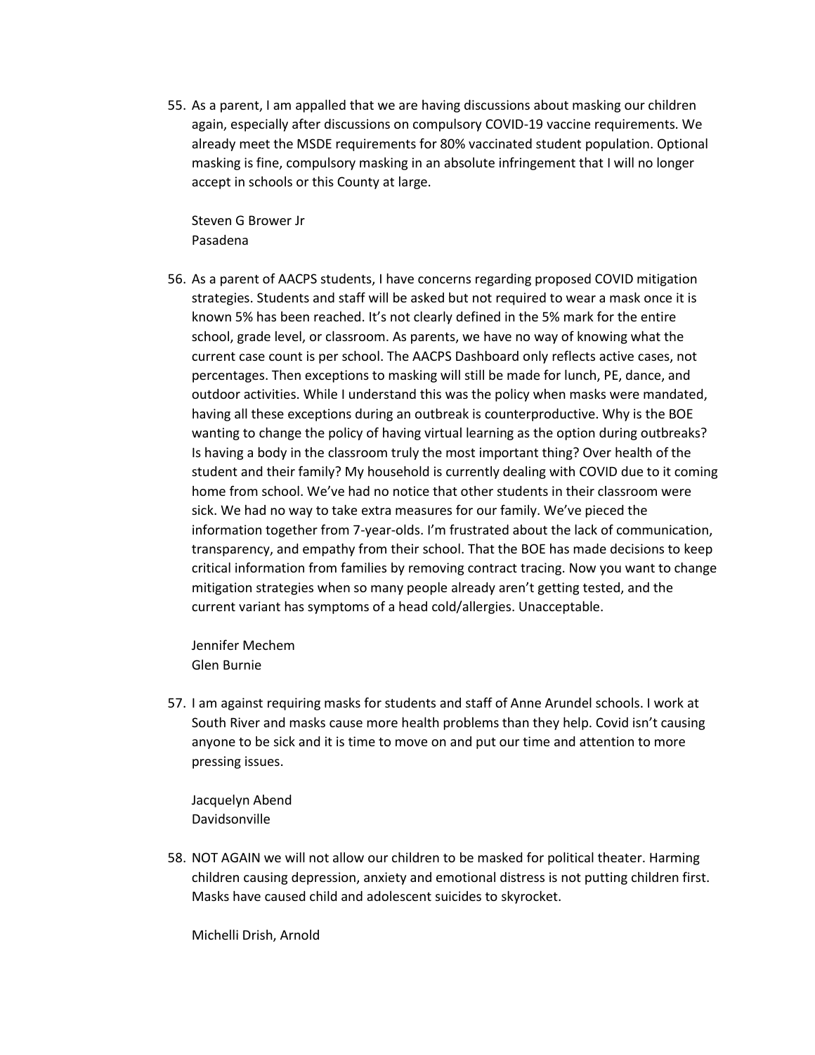55. As a parent, I am appalled that we are having discussions about masking our children again, especially after discussions on compulsory COVID-19 vaccine requirements. We already meet the MSDE requirements for 80% vaccinated student population. Optional masking is fine, compulsory masking in an absolute infringement that I will no longer accept in schools or this County at large.

    Steven G Brower Jr
    Pasadena

56. As a parent of AACPS students, I have concerns regarding proposed COVID mitigation strategies. Students and staff will be asked but not required to wear a mask once it is known 5% has been reached. It's not clearly defined in the 5% mark for the entire school, grade level, or classroom. As parents, we have no way of knowing what the current case count is per school. The AACPS Dashboard only reflects active cases, not percentages. Then exceptions to masking will still be made for lunch, PE, dance, and outdoor activities. While I understand this was the policy when masks were mandated, having all these exceptions during an outbreak is counterproductive. Why is the BOE wanting to change the policy of having virtual learning as the option during outbreaks? Is having a body in the classroom truly the most important thing? Over health of the student and their family? My household is currently dealing with COVID due to it coming home from school. We've had no notice that other students in their classroom were sick. We had no way to take extra measures for our family. We've pieced the information together from 7-year-olds. I'm frustrated about the lack of communication, transparency, and empathy from their school. That the BOE has made decisions to keep critical information from families by removing contract tracing. Now you want to change mitigation strategies when so many people already aren't getting tested, and the current variant has symptoms of a head cold/allergies. Unacceptable.

    Jennifer Mechem
    Glen Burnie

57. I am against requiring masks for students and staff of Anne Arundel schools. I work at South River and masks cause more health problems than they help. Covid isn't causing anyone to be sick and it is time to move on and put our time and attention to more pressing issues.

    Jacquelyn Abend
    Davidsonville

58. NOT AGAIN we will not allow our children to be masked for political theater. Harming children causing depression, anxiety and emotional distress is not putting children first. Masks have caused child and adolescent suicides to skyrocket.

    Michelli Drish, Arnold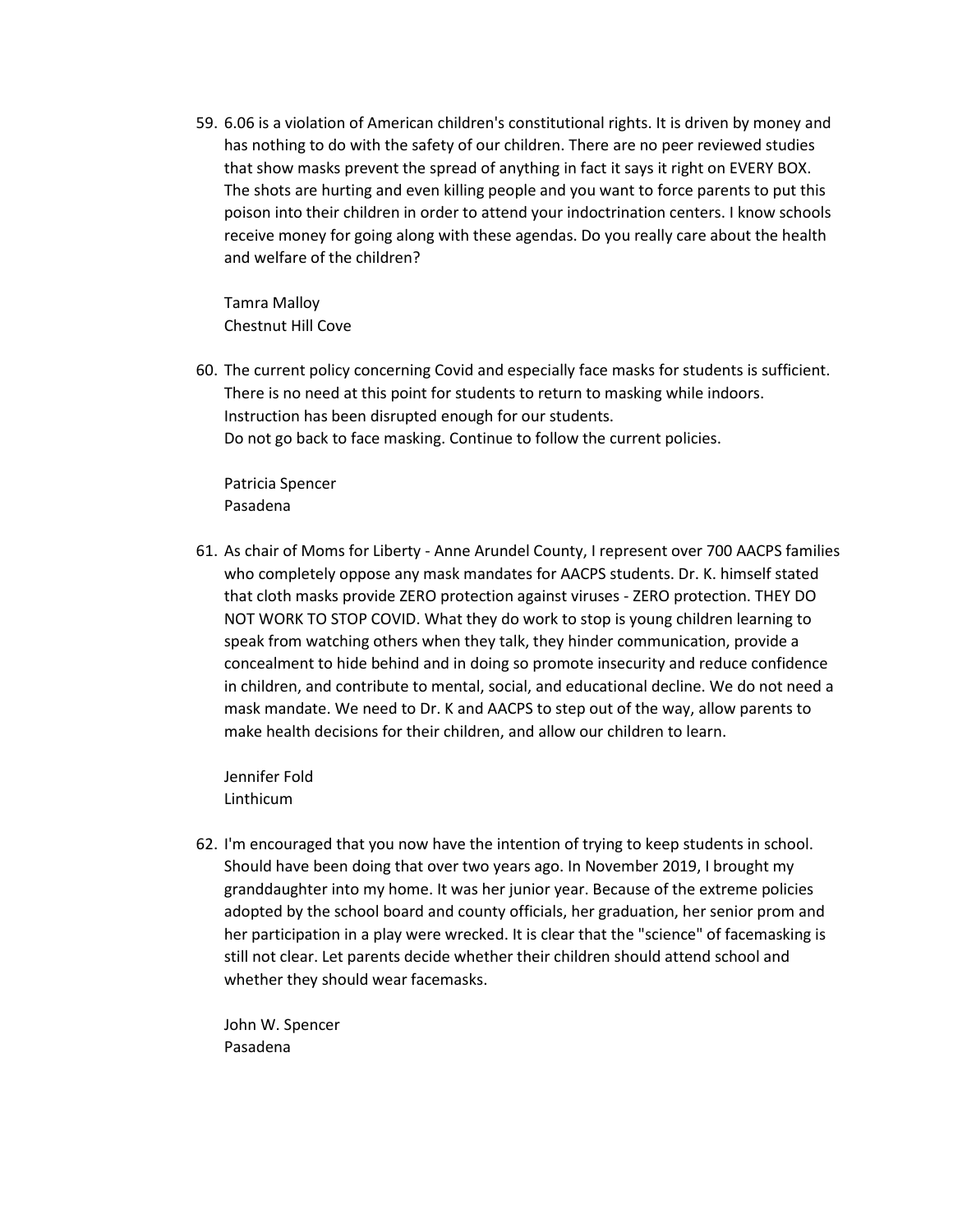59. 6.06 is a violation of American children's constitutional rights. It is driven by money and has nothing to do with the safety of our children. There are no peer reviewed studies that show masks prevent the spread of anything in fact it says it right on EVERY BOX. The shots are hurting and even killing people and you want to force parents to put this poison into their children in order to attend your indoctrination centers. I know schools receive money for going along with these agendas. Do you really care about the health and welfare of the children?

    Tamra Malloy
    Chestnut Hill Cove

60. The current policy concerning Covid and especially face masks for students is sufficient. There is no need at this point for students to return to masking while indoors. Instruction has been disrupted enough for our students.
    Do not go back to face masking. Continue to follow the current policies.

    Patricia Spencer
    Pasadena

61. As chair of Moms for Liberty - Anne Arundel County, I represent over 700 AACPS families who completely oppose any mask mandates for AACPS students. Dr. K. himself stated that cloth masks provide ZERO protection against viruses - ZERO protection. THEY DO NOT WORK TO STOP COVID. What they do work to stop is young children learning to speak from watching others when they talk, they hinder communication, provide a concealment to hide behind and in doing so promote insecurity and reduce confidence in children, and contribute to mental, social, and educational decline. We do not need a mask mandate. We need to Dr. K and AACPS to step out of the way, allow parents to make health decisions for their children, and allow our children to learn.

    Jennifer Fold
    Linthicum

62. I'm encouraged that you now have the intention of trying to keep students in school. Should have been doing that over two years ago. In November 2019, I brought my granddaughter into my home. It was her junior year. Because of the extreme policies adopted by the school board and county officials, her graduation, her senior prom and her participation in a play were wrecked. It is clear that the "science" of facemasking is still not clear. Let parents decide whether their children should attend school and whether they should wear facemasks.

    John W. Spencer
    Pasadena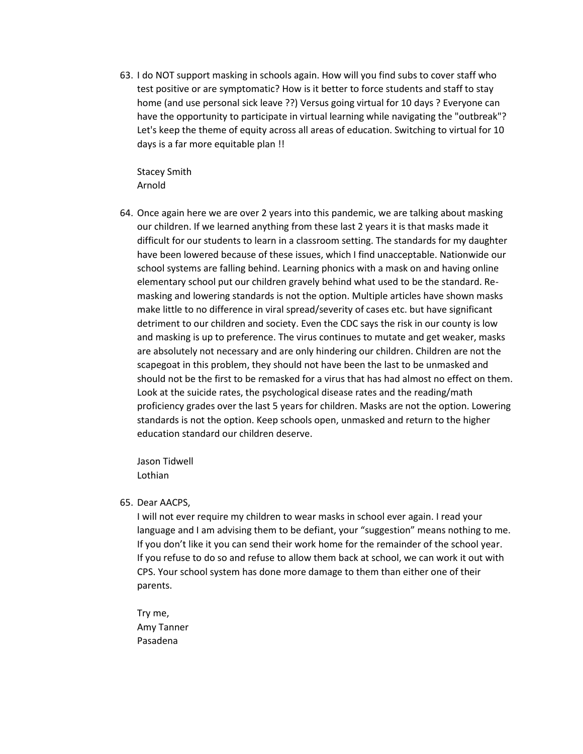63. I do NOT support masking in schools again. How will you find subs to cover staff who test positive or are symptomatic? How is it better to force students and staff to stay home (and use personal sick leave ??) Versus going virtual for 10 days ? Everyone can have the opportunity to participate in virtual learning while navigating the "outbreak"? Let's keep the theme of equity across all areas of education. Switching to virtual for 10 days is a far more equitable plan !!

    Stacey Smith
    Arnold

64. Once again here we are over 2 years into this pandemic, we are talking about masking our children. If we learned anything from these last 2 years it is that masks made it difficult for our students to learn in a classroom setting. The standards for my daughter have been lowered because of these issues, which I find unacceptable. Nationwide our school systems are falling behind. Learning phonics with a mask on and having online elementary school put our children gravely behind what used to be the standard. Re-masking and lowering standards is not the option. Multiple articles have shown masks make little to no difference in viral spread/severity of cases etc. but have significant detriment to our children and society. Even the CDC says the risk in our county is low and masking is up to preference. The virus continues to mutate and get weaker, masks are absolutely not necessary and are only hindering our children. Children are not the scapegoat in this problem, they should not have been the last to be unmasked and should not be the first to be remasked for a virus that has had almost no effect on them. Look at the suicide rates, the psychological disease rates and the reading/math proficiency grades over the last 5 years for children. Masks are not the option. Lowering standards is not the option. Keep schools open, unmasked and return to the higher education standard our children deserve.

    Jason Tidwell
    Lothian

65. Dear AACPS,
    I will not ever require my children to wear masks in school ever again. I read your language and I am advising them to be defiant, your "suggestion" means nothing to me. If you don't like it you can send their work home for the remainder of the school year. If you refuse to do so and refuse to allow them back at school, we can work it out with CPS. Your school system has done more damage to them than either one of their parents.

    Try me,
    Amy Tanner
    Pasadena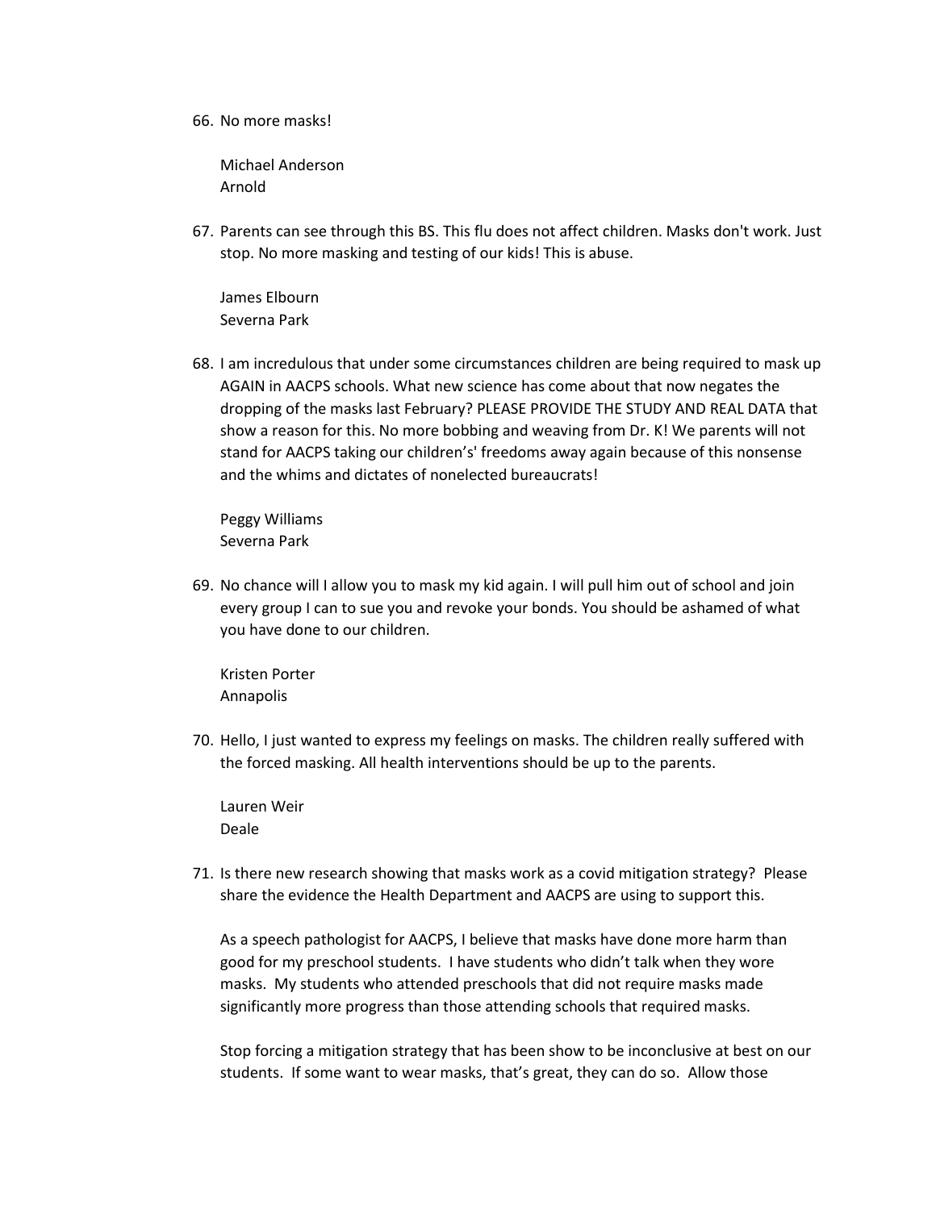66. No more masks!

    Michael Anderson
    Arnold

67. Parents can see through this BS. This flu does not affect children. Masks don't work. Just stop. No more masking and testing of our kids! This is abuse.

    James Elbourn
    Severna Park

68. I am incredulous that under some circumstances children are being required to mask up AGAIN in AACPS schools. What new science has come about that now negates the dropping of the masks last February? PLEASE PROVIDE THE STUDY AND REAL DATA that show a reason for this. No more bobbing and weaving from Dr. K! We parents will not stand for AACPS taking our children's' freedoms away again because of this nonsense and the whims and dictates of nonelected bureaucrats!

    Peggy Williams
    Severna Park

69. No chance will I allow you to mask my kid again. I will pull him out of school and join every group I can to sue you and revoke your bonds. You should be ashamed of what you have done to our children.

    Kristen Porter
    Annapolis

70. Hello, I just wanted to express my feelings on masks. The children really suffered with the forced masking. All health interventions should be up to the parents.

    Lauren Weir
    Deale

71. Is there new research showing that masks work as a covid mitigation strategy? Please share the evidence the Health Department and AACPS are using to support this.

    As a speech pathologist for AACPS, I believe that masks have done more harm than good for my preschool students. I have students who didn't talk when they wore masks. My students who attended preschools that did not require masks made significantly more progress than those attending schools that required masks.

    Stop forcing a mitigation strategy that has been show to be inconclusive at best on our students. If some want to wear masks, that's great, they can do so. Allow those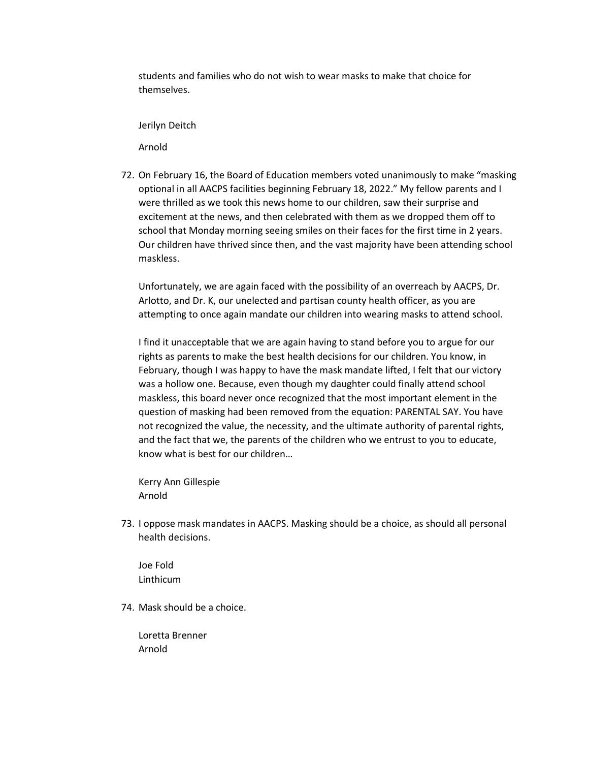students and families who do not wish to wear masks to make that choice for themselves.

Jerilyn Deitch

Arnold

72. On February 16, the Board of Education members voted unanimously to make "masking optional in all AACPS facilities beginning February 18, 2022." My fellow parents and I were thrilled as we took this news home to our children, saw their surprise and excitement at the news, and then celebrated with them as we dropped them off to school that Monday morning seeing smiles on their faces for the first time in 2 years. Our children have thrived since then, and the vast majority have been attending school maskless.

    Unfortunately, we are again faced with the possibility of an overreach by AACPS, Dr. Arlotto, and Dr. K, our unelected and partisan county health officer, as you are attempting to once again mandate our children into wearing masks to attend school.

    I find it unacceptable that we are again having to stand before you to argue for our rights as parents to make the best health decisions for our children. You know, in February, though I was happy to have the mask mandate lifted, I felt that our victory was a hollow one. Because, even though my daughter could finally attend school maskless, this board never once recognized that the most important element in the question of masking had been removed from the equation: PARENTAL SAY. You have not recognized the value, the necessity, and the ultimate authority of parental rights, and the fact that we, the parents of the children who we entrust to you to educate, know what is best for our children…

    Kerry Ann Gillespie
    Arnold

73. I oppose mask mandates in AACPS. Masking should be a choice, as should all personal health decisions.

    Joe Fold
    Linthicum

74. Mask should be a choice.

    Loretta Brenner
    Arnold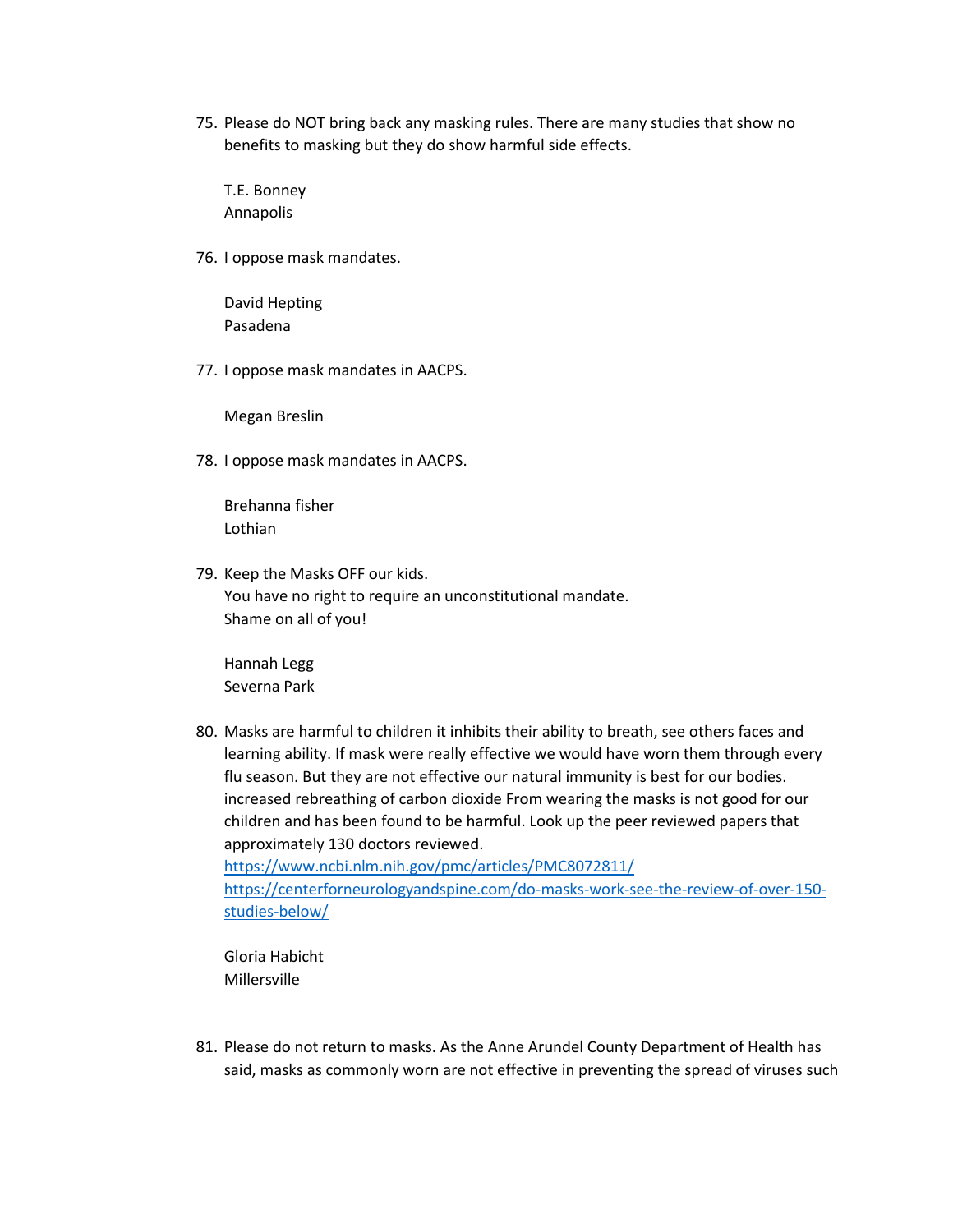75. Please do NOT bring back any masking rules. There are many studies that show no benefits to masking but they do show harmful side effects.

    T.E. Bonney
    Annapolis

76. I oppose mask mandates.

    David Hepting
    Pasadena

77. I oppose mask mandates in AACPS.

    Megan Breslin

78. I oppose mask mandates in AACPS.

    Brehanna fisher
    Lothian

79. Keep the Masks OFF our kids.
    You have no right to require an unconstitutional mandate.
    Shame on all of you!

    Hannah Legg
    Severna Park

80. Masks are harmful to children it inhibits their ability to breath, see others faces and learning ability. If mask were really effective we would have worn them through every flu season. But they are not effective our natural immunity is best for our bodies. increased rebreathing of carbon dioxide From wearing the masks is not good for our children and has been found to be harmful. Look up the peer reviewed papers that approximately 130 doctors reviewed.
    https://www.ncbi.nlm.nih.gov/pmc/articles/PMC8072811/
    https://centerforneurologyandspine.com/do-masks-work-see-the-review-of-over-150-studies-below/

    Gloria Habicht
    Millersville

81. Please do not return to masks. As the Anne Arundel County Department of Health has said, masks as commonly worn are not effective in preventing the spread of viruses such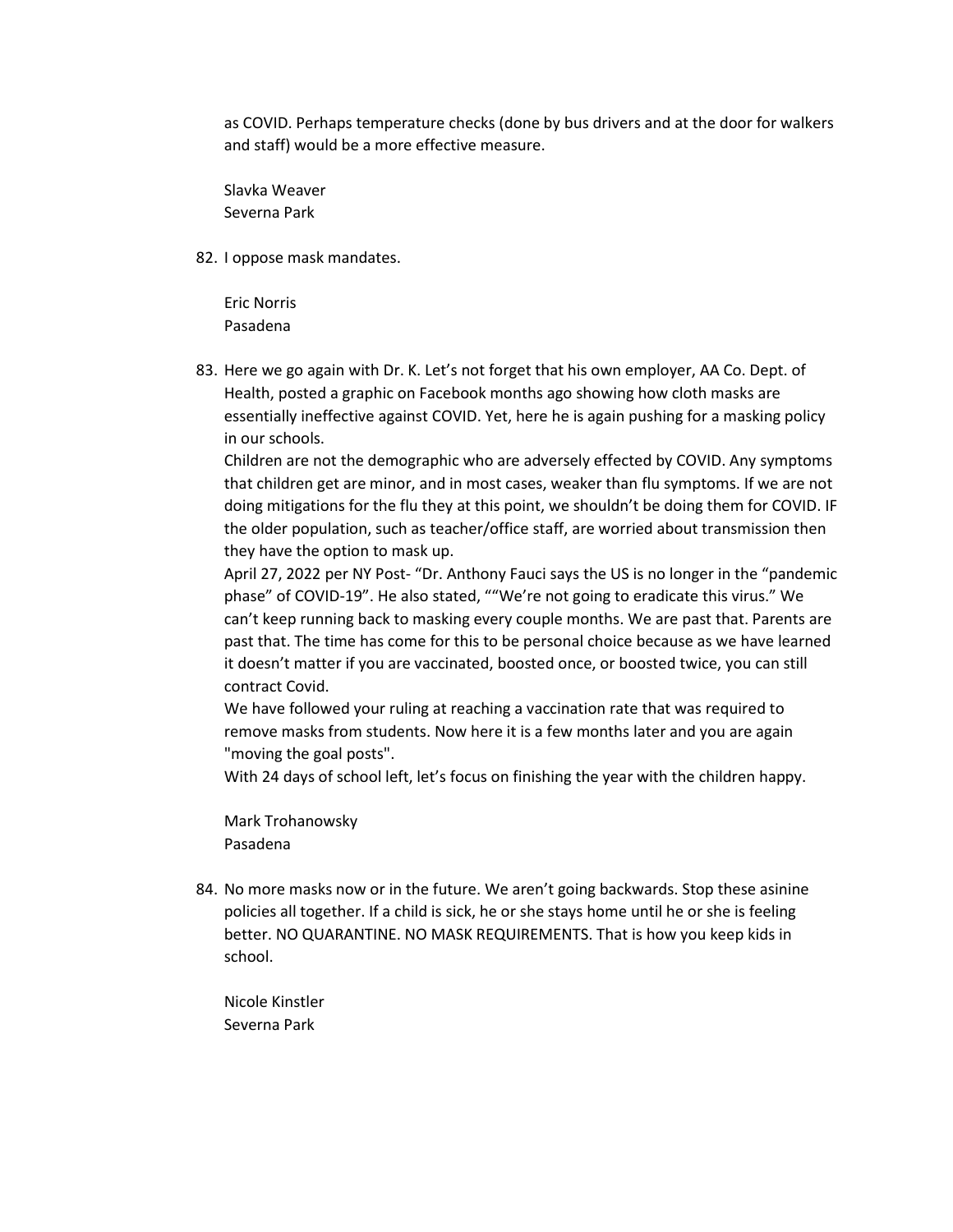as COVID. Perhaps temperature checks (done by bus drivers and at the door for walkers and staff) would be a more effective measure.

Slavka Weaver
Severna Park

82. I oppose mask mandates.

    Eric Norris
    Pasadena

83. Here we go again with Dr. K. Let's not forget that his own employer, AA Co. Dept. of Health, posted a graphic on Facebook months ago showing how cloth masks are essentially ineffective against COVID. Yet, here he is again pushing for a masking policy in our schools.
    Children are not the demographic who are adversely effected by COVID. Any symptoms that children get are minor, and in most cases, weaker than flu symptoms. If we are not doing mitigations for the flu they at this point, we shouldn't be doing them for COVID. IF the older population, such as teacher/office staff, are worried about transmission then they have the option to mask up.
    April 27, 2022 per NY Post- "Dr. Anthony Fauci says the US is no longer in the "pandemic phase" of COVID-19". He also stated, ""We're not going to eradicate this virus." We can't keep running back to masking every couple months. We are past that. Parents are past that. The time has come for this to be personal choice because as we have learned it doesn't matter if you are vaccinated, boosted once, or boosted twice, you can still contract Covid.
    We have followed your ruling at reaching a vaccination rate that was required to remove masks from students. Now here it is a few months later and you are again "moving the goal posts".
    With 24 days of school left, let's focus on finishing the year with the children happy.

    Mark Trohanowsky
    Pasadena

84. No more masks now or in the future. We aren't going backwards. Stop these asinine policies all together. If a child is sick, he or she stays home until he or she is feeling better. NO QUARANTINE. NO MASK REQUIREMENTS. That is how you keep kids in school.

    Nicole Kinstler
    Severna Park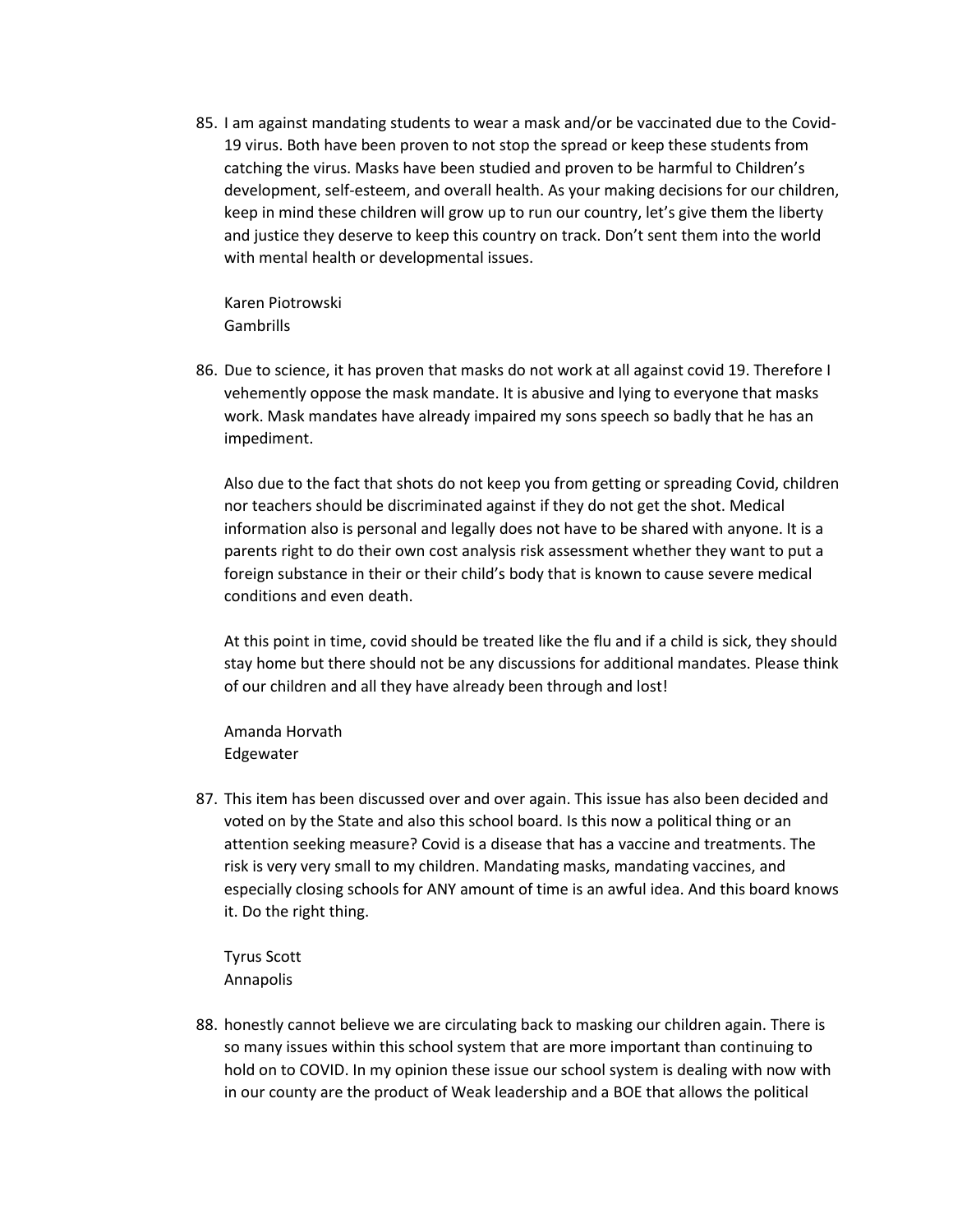85. I am against mandating students to wear a mask and/or be vaccinated due to the Covid-19 virus. Both have been proven to not stop the spread or keep these students from catching the virus. Masks have been studied and proven to be harmful to Children's development, self-esteem, and overall health. As your making decisions for our children, keep in mind these children will grow up to run our country, let's give them the liberty and justice they deserve to keep this country on track. Don't sent them into the world with mental health or developmental issues.

    Karen Piotrowski
    Gambrills

86. Due to science, it has proven that masks do not work at all against covid 19. Therefore I vehemently oppose the mask mandate. It is abusive and lying to everyone that masks work. Mask mandates have already impaired my sons speech so badly that he has an impediment.

    Also due to the fact that shots do not keep you from getting or spreading Covid, children nor teachers should be discriminated against if they do not get the shot. Medical information also is personal and legally does not have to be shared with anyone. It is a parents right to do their own cost analysis risk assessment whether they want to put a foreign substance in their or their child's body that is known to cause severe medical conditions and even death.

    At this point in time, covid should be treated like the flu and if a child is sick, they should stay home but there should not be any discussions for additional mandates. Please think of our children and all they have already been through and lost!

    Amanda Horvath
    Edgewater

87. This item has been discussed over and over again. This issue has also been decided and voted on by the State and also this school board. Is this now a political thing or an attention seeking measure? Covid is a disease that has a vaccine and treatments. The risk is very very small to my children. Mandating masks, mandating vaccines, and especially closing schools for ANY amount of time is an awful idea. And this board knows it. Do the right thing.

    Tyrus Scott
    Annapolis

88. honestly cannot believe we are circulating back to masking our children again. There is so many issues within this school system that are more important than continuing to hold on to COVID. In my opinion these issue our school system is dealing with now with in our county are the product of Weak leadership and a BOE that allows the political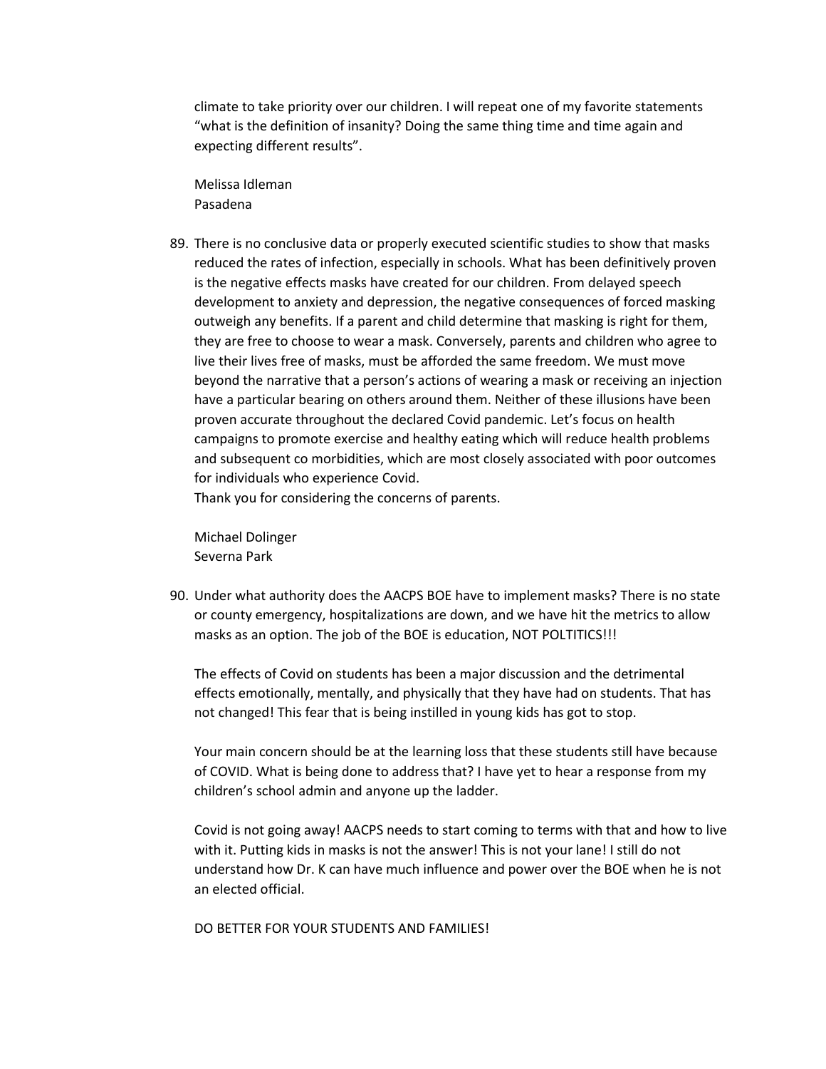climate to take priority over our children. I will repeat one of my favorite statements "what is the definition of insanity? Doing the same thing time and time again and expecting different results".

Melissa Idleman
Pasadena

89. There is no conclusive data or properly executed scientific studies to show that masks reduced the rates of infection, especially in schools. What has been definitively proven is the negative effects masks have created for our children. From delayed speech development to anxiety and depression, the negative consequences of forced masking outweigh any benefits. If a parent and child determine that masking is right for them, they are free to choose to wear a mask. Conversely, parents and children who agree to live their lives free of masks, must be afforded the same freedom. We must move beyond the narrative that a person's actions of wearing a mask or receiving an injection have a particular bearing on others around them. Neither of these illusions have been proven accurate throughout the declared Covid pandemic. Let's focus on health campaigns to promote exercise and healthy eating which will reduce health problems and subsequent co morbidities, which are most closely associated with poor outcomes for individuals who experience Covid.
   Thank you for considering the concerns of parents.

   Michael Dolinger
   Severna Park

90. Under what authority does the AACPS BOE have to implement masks? There is no state or county emergency, hospitalizations are down, and we have hit the metrics to allow masks as an option. The job of the BOE is education, NOT POLTITICS!!!

   The effects of Covid on students has been a major discussion and the detrimental effects emotionally, mentally, and physically that they have had on students. That has not changed! This fear that is being instilled in young kids has got to stop.

   Your main concern should be at the learning loss that these students still have because of COVID. What is being done to address that? I have yet to hear a response from my children's school admin and anyone up the ladder.

   Covid is not going away! AACPS needs to start coming to terms with that and how to live with it. Putting kids in masks is not the answer! This is not your lane! I still do not understand how Dr. K can have much influence and power over the BOE when he is not an elected official.

   DO BETTER FOR YOUR STUDENTS AND FAMILIES!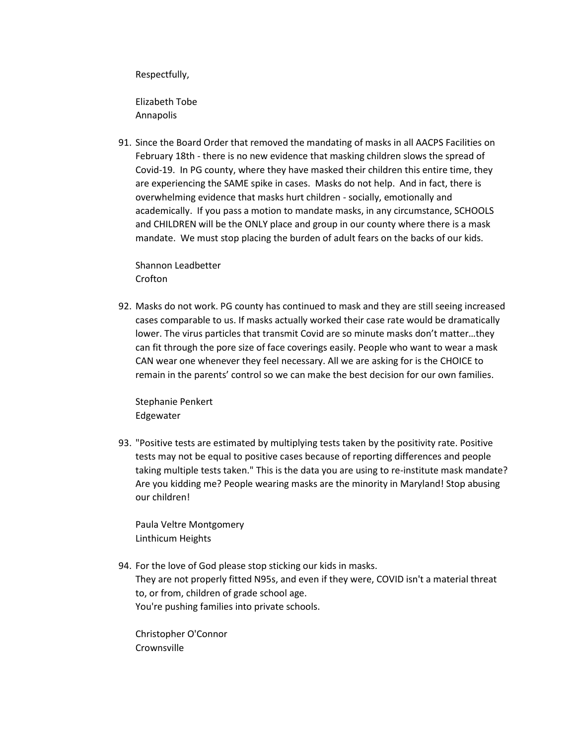Respectfully,

Elizabeth Tobe
Annapolis

91. Since the Board Order that removed the mandating of masks in all AACPS Facilities on February 18th - there is no new evidence that masking children slows the spread of Covid-19. In PG county, where they have masked their children this entire time, they are experiencing the SAME spike in cases. Masks do not help. And in fact, there is overwhelming evidence that masks hurt children - socially, emotionally and academically. If you pass a motion to mandate masks, in any circumstance, SCHOOLS and CHILDREN will be the ONLY place and group in our county where there is a mask mandate. We must stop placing the burden of adult fears on the backs of our kids.

    Shannon Leadbetter
    Crofton

92. Masks do not work. PG county has continued to mask and they are still seeing increased cases comparable to us. If masks actually worked their case rate would be dramatically lower. The virus particles that transmit Covid are so minute masks don't matter…they can fit through the pore size of face coverings easily. People who want to wear a mask CAN wear one whenever they feel necessary. All we are asking for is the CHOICE to remain in the parents' control so we can make the best decision for our own families.

    Stephanie Penkert
    Edgewater

93. "Positive tests are estimated by multiplying tests taken by the positivity rate. Positive tests may not be equal to positive cases because of reporting differences and people taking multiple tests taken." This is the data you are using to re-institute mask mandate? Are you kidding me? People wearing masks are the minority in Maryland! Stop abusing our children!

    Paula Veltre Montgomery
    Linthicum Heights

94. For the love of God please stop sticking our kids in masks.
    They are not properly fitted N95s, and even if they were, COVID isn't a material threat to, or from, children of grade school age.
    You're pushing families into private schools.

    Christopher O'Connor
    Crownsville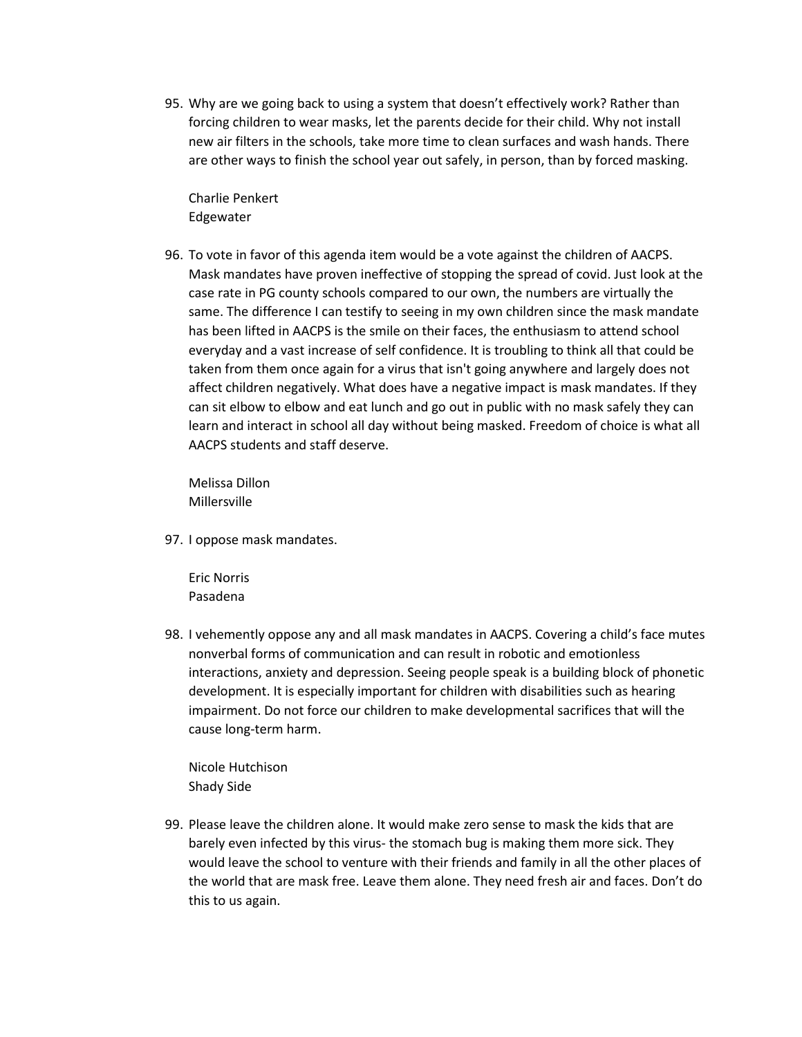95. Why are we going back to using a system that doesn't effectively work? Rather than forcing children to wear masks, let the parents decide for their child. Why not install new air filters in the schools, take more time to clean surfaces and wash hands. There are other ways to finish the school year out safely, in person, than by forced masking.

    Charlie Penkert
    Edgewater

96. To vote in favor of this agenda item would be a vote against the children of AACPS. Mask mandates have proven ineffective of stopping the spread of covid. Just look at the case rate in PG county schools compared to our own, the numbers are virtually the same. The difference I can testify to seeing in my own children since the mask mandate has been lifted in AACPS is the smile on their faces, the enthusiasm to attend school everyday and a vast increase of self confidence. It is troubling to think all that could be taken from them once again for a virus that isn't going anywhere and largely does not affect children negatively. What does have a negative impact is mask mandates. If they can sit elbow to elbow and eat lunch and go out in public with no mask safely they can learn and interact in school all day without being masked. Freedom of choice is what all AACPS students and staff deserve.

    Melissa Dillon
    Millersville

97. I oppose mask mandates.

    Eric Norris
    Pasadena

98. I vehemently oppose any and all mask mandates in AACPS. Covering a child's face mutes nonverbal forms of communication and can result in robotic and emotionless interactions, anxiety and depression. Seeing people speak is a building block of phonetic development. It is especially important for children with disabilities such as hearing impairment. Do not force our children to make developmental sacrifices that will the cause long-term harm.

    Nicole Hutchison
    Shady Side

99. Please leave the children alone. It would make zero sense to mask the kids that are barely even infected by this virus- the stomach bug is making them more sick. They would leave the school to venture with their friends and family in all the other places of the world that are mask free. Leave them alone. They need fresh air and faces. Don't do this to us again.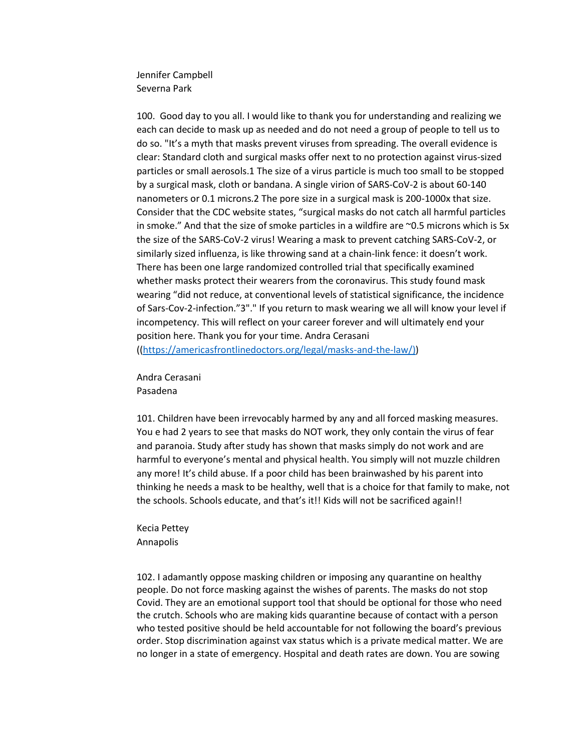Jennifer Campbell
Severna Park

100. Good day to you all. I would like to thank you for understanding and realizing we each can decide to mask up as needed and do not need a group of people to tell us to do so. "It's a myth that masks prevent viruses from spreading. The overall evidence is clear: Standard cloth and surgical masks offer next to no protection against virus-sized particles or small aerosols.1 The size of a virus particle is much too small to be stopped by a surgical mask, cloth or bandana. A single virion of SARS-CoV-2 is about 60-140 nanometers or 0.1 microns.2 The pore size in a surgical mask is 200-1000x that size. Consider that the CDC website states, "surgical masks do not catch all harmful particles in smoke." And that the size of smoke particles in a wildfire are ~0.5 microns which is 5x the size of the SARS-CoV-2 virus! Wearing a mask to prevent catching SARS-CoV-2, or similarly sized influenza, is like throwing sand at a chain-link fence: it doesn't work. There has been one large randomized controlled trial that specifically examined whether masks protect their wearers from the coronavirus. This study found mask wearing "did not reduce, at conventional levels of statistical significance, the incidence of Sars-Cov-2-infection."3"." If you return to mask wearing we all will know your level if incompetency. This will reflect on your career forever and will ultimately end your position here. Thank you for your time. Andra Cerasani ((https://americasfrontlinedoctors.org/legal/masks-and-the-law/))

Andra Cerasani
Pasadena

101. Children have been irrevocably harmed by any and all forced masking measures. You e had 2 years to see that masks do NOT work, they only contain the virus of fear and paranoia. Study after study has shown that masks simply do not work and are harmful to everyone's mental and physical health. You simply will not muzzle children any more! It's child abuse. If a poor child has been brainwashed by his parent into thinking he needs a mask to be healthy, well that is a choice for that family to make, not the schools. Schools educate, and that's it!! Kids will not be sacrificed again!!

Kecia Pettey
Annapolis

102. I adamantly oppose masking children or imposing any quarantine on healthy people. Do not force masking against the wishes of parents. The masks do not stop Covid. They are an emotional support tool that should be optional for those who need the crutch. Schools who are making kids quarantine because of contact with a person who tested positive should be held accountable for not following the board's previous order. Stop discrimination against vax status which is a private medical matter. We are no longer in a state of emergency. Hospital and death rates are down. You are sowing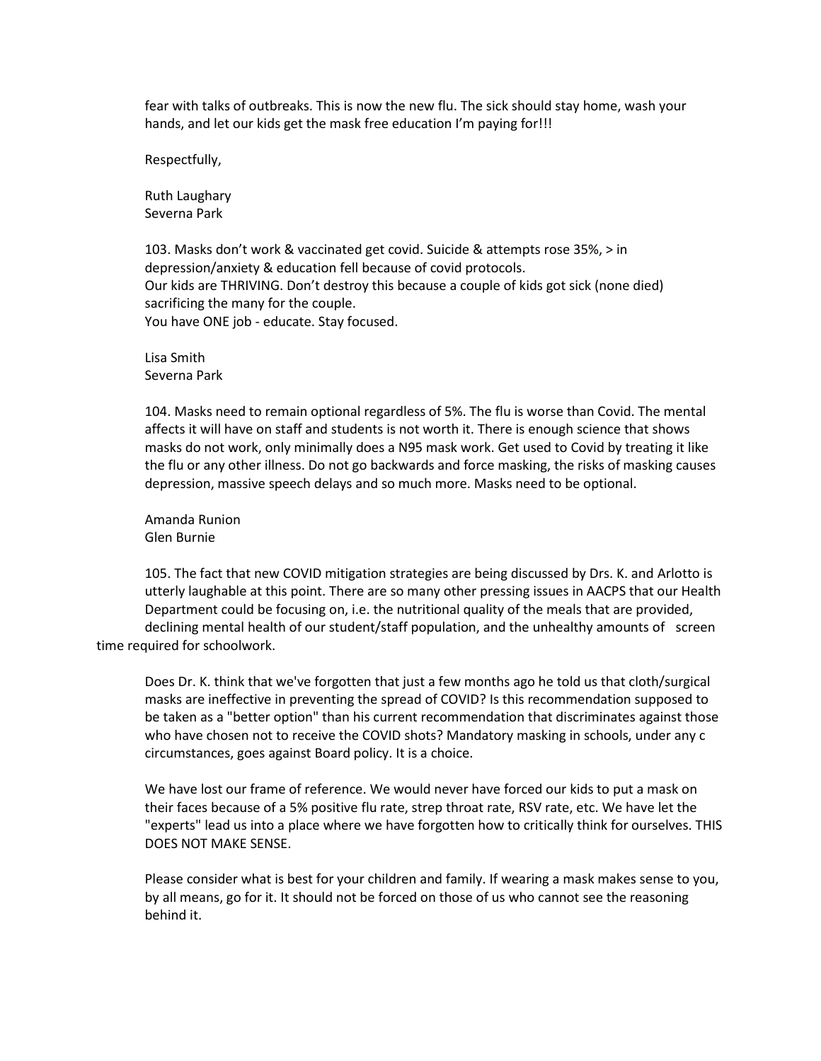fear with talks of outbreaks. This is now the new flu. The sick should stay home, wash your hands, and let our kids get the mask free education I'm paying for!!!

Respectfully,

Ruth Laughary
Severna Park

103. Masks don't work & vaccinated get covid. Suicide & attempts rose 35%, > in depression/anxiety & education fell because of covid protocols.
Our kids are THRIVING. Don't destroy this because a couple of kids got sick (none died) sacrificing the many for the couple.
You have ONE job - educate. Stay focused.

Lisa Smith
Severna Park

104. Masks need to remain optional regardless of 5%. The flu is worse than Covid. The mental affects it will have on staff and students is not worth it. There is enough science that shows masks do not work, only minimally does a N95 mask work. Get used to Covid by treating it like the flu or any other illness. Do not go backwards and force masking, the risks of masking causes depression, massive speech delays and so much more. Masks need to be optional.

Amanda Runion
Glen Burnie

105. The fact that new COVID mitigation strategies are being discussed by Drs. K. and Arlotto is utterly laughable at this point. There are so many other pressing issues in AACPS that our Health Department could be focusing on, i.e. the nutritional quality of the meals that are provided, declining mental health of our student/staff population, and the unhealthy amounts of screen time required for schoolwork.

Does Dr. K. think that we've forgotten that just a few months ago he told us that cloth/surgical masks are ineffective in preventing the spread of COVID? Is this recommendation supposed to be taken as a "better option" than his current recommendation that discriminates against those who have chosen not to receive the COVID shots? Mandatory masking in schools, under any c circumstances, goes against Board policy. It is a choice.

We have lost our frame of reference. We would never have forced our kids to put a mask on their faces because of a 5% positive flu rate, strep throat rate, RSV rate, etc. We have let the "experts" lead us into a place where we have forgotten how to critically think for ourselves. THIS DOES NOT MAKE SENSE.

Please consider what is best for your children and family. If wearing a mask makes sense to you, by all means, go for it. It should not be forced on those of us who cannot see the reasoning behind it.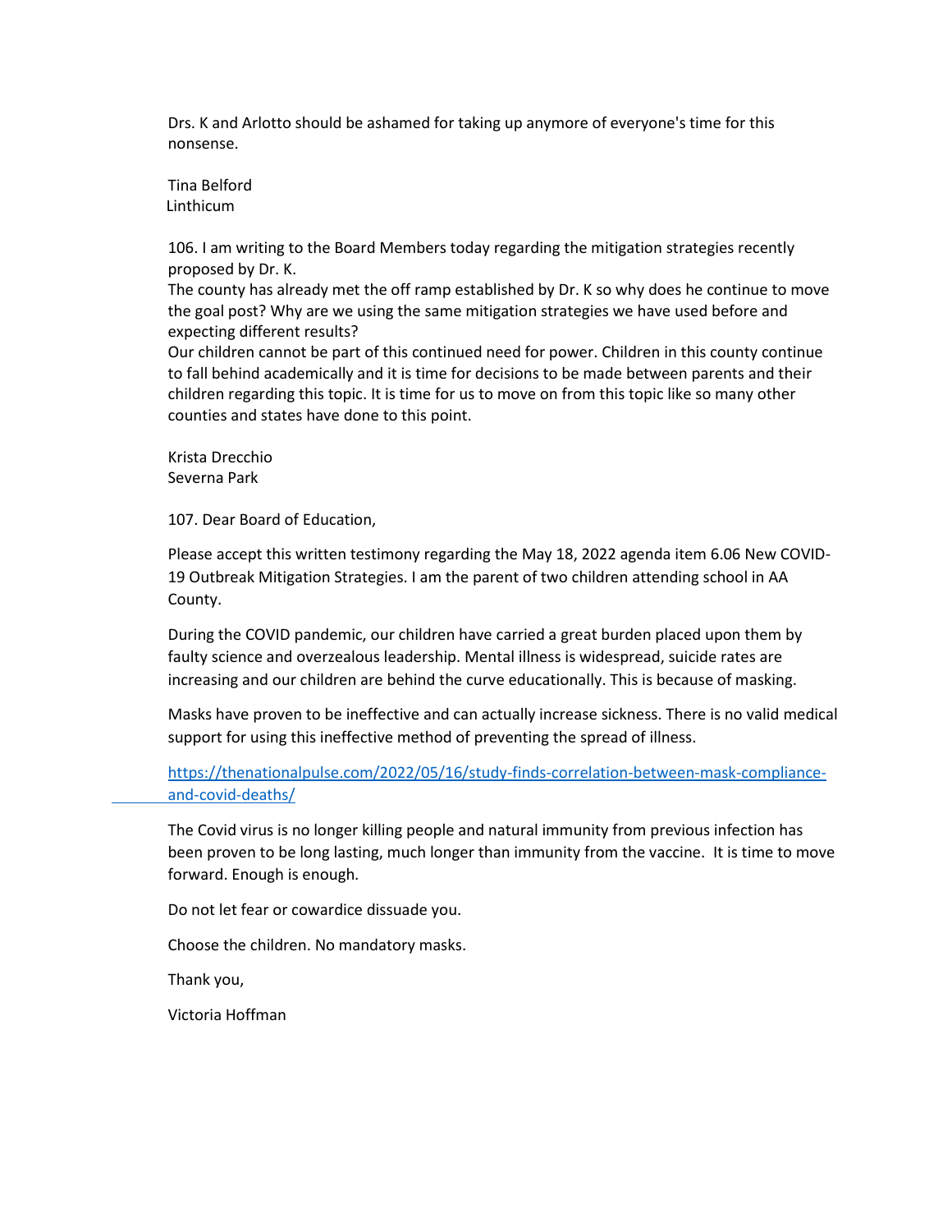Drs. K and Arlotto should be ashamed for taking up anymore of everyone's time for this nonsense.

Tina Belford
Linthicum

106. I am writing to the Board Members today regarding the mitigation strategies recently proposed by Dr. K.
The county has already met the off ramp established by Dr. K so why does he continue to move the goal post? Why are we using the same mitigation strategies we have used before and expecting different results?
Our children cannot be part of this continued need for power. Children in this county continue to fall behind academically and it is time for decisions to be made between parents and their children regarding this topic. It is time for us to move on from this topic like so many other counties and states have done to this point.

Krista Drecchio
Severna Park

107. Dear Board of Education,

Please accept this written testimony regarding the May 18, 2022 agenda item 6.06 New COVID-19 Outbreak Mitigation Strategies. I am the parent of two children attending school in AA County.

During the COVID pandemic, our children have carried a great burden placed upon them by faulty science and overzealous leadership. Mental illness is widespread, suicide rates are increasing and our children are behind the curve educationally. This is because of masking.

Masks have proven to be ineffective and can actually increase sickness. There is no valid medical support for using this ineffective method of preventing the spread of illness.

https://thenationalpulse.com/2022/05/16/study-finds-correlation-between-mask-compliance-and-covid-deaths/

The Covid virus is no longer killing people and natural immunity from previous infection has been proven to be long lasting, much longer than immunity from the vaccine. It is time to move forward. Enough is enough.

Do not let fear or cowardice dissuade you.

Choose the children. No mandatory masks.

Thank you,

Victoria Hoffman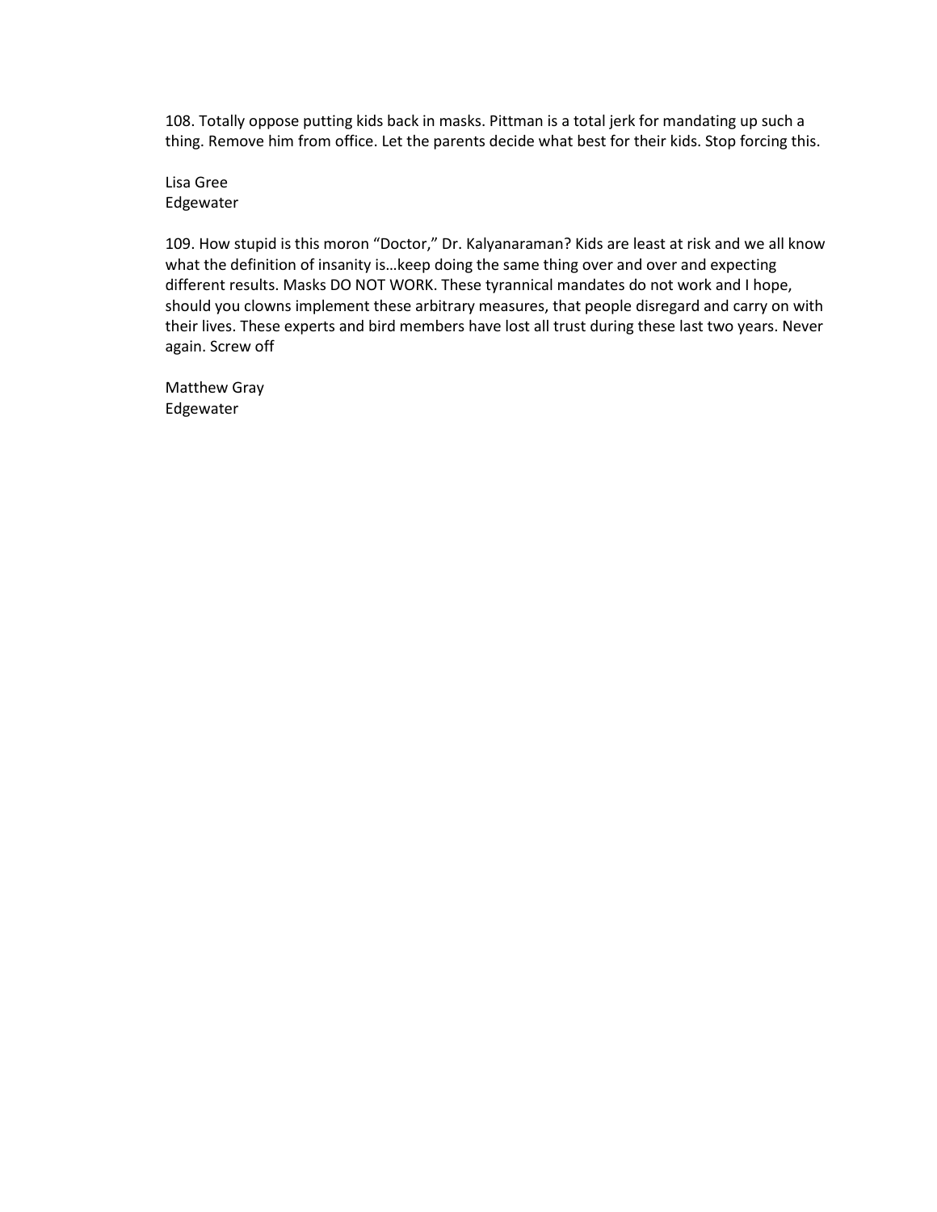108. Totally oppose putting kids back in masks. Pittman is a total jerk for mandating up such a thing. Remove him from office. Let the parents decide what best for their kids. Stop forcing this.

Lisa Gree
Edgewater

109. How stupid is this moron "Doctor," Dr. Kalyanaraman? Kids are least at risk and we all know what the definition of insanity is…keep doing the same thing over and over and expecting different results. Masks DO NOT WORK. These tyrannical mandates do not work and I hope, should you clowns implement these arbitrary measures, that people disregard and carry on with their lives. These experts and bird members have lost all trust during these last two years. Never again. Screw off

Matthew Gray
Edgewater